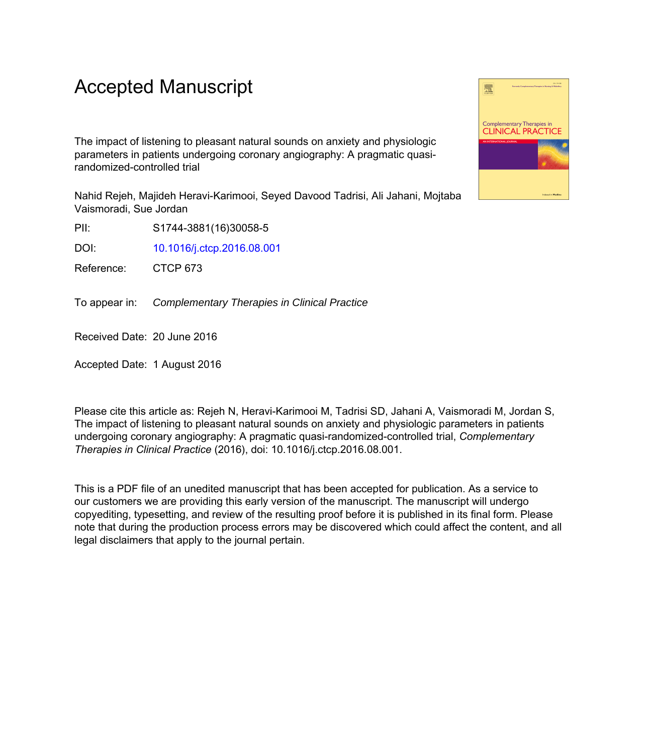# Accepted Manuscript

The impact of listening to pleasant natural sounds on anxiety and physiologic parameters in patients undergoing coronary angiography: A pragmatic quasi-randomized-controlled trial

Nahid Rejeh, Majideh Heravi-Karimooi, Seyed Davood Tadrisi, Ali Jahani, Mojtaba Vaismoradi, Sue Jordan

PII: S1744-3881(16)30058-5

DOI: 10.1016/j.ctcp.2016.08.001

Reference: CTCP 673

To appear in: *Complementary Therapies in Clinical Practice*

Received Date: 20 June 2016

Accepted Date: 1 August 2016

Please cite this article as: Rejeh N, Heravi-Karimooi M, Tadrisi SD, Jahani A, Vaismoradi M, Jordan S, The impact of listening to pleasant natural sounds on anxiety and physiologic parameters in patients undergoing coronary angiography: A pragmatic quasi-randomized-controlled trial, *Complementary Therapies in Clinical Practice* (2016), doi: 10.1016/j.ctcp.2016.08.001.

This is a PDF file of an unedited manuscript that has been accepted for publication. As a service to our customers we are providing this early version of the manuscript. The manuscript will undergo copyediting, typesetting, and review of the resulting proof before it is published in its final form. Please note that during the production process errors may be discovered which could affect the content, and all legal disclaimers that apply to the journal pertain.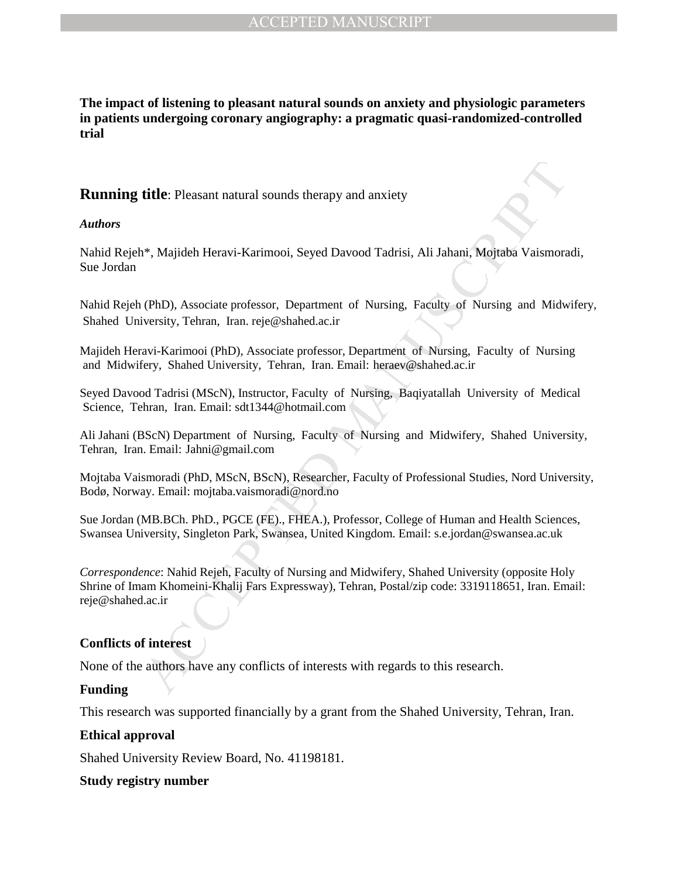**The impact of listening to pleasant natural sounds on anxiety and physiologic parameters in patients undergoing coronary angiography: a pragmatic quasi-randomized-controlled trial**

**Running title**: Pleasant natural sounds therapy and anxiety

***Authors***

Nahid Rejeh*, Majideh Heravi-Karimooi, Seyed Davood Tadrisi, Ali Jahani, Mojtaba Vaismoradi, Sue Jordan

Nahid Rejeh (PhD), Associate professor, Department of Nursing, Faculty of Nursing and Midwifery, Shahed University, Tehran, Iran. reje@shahed.ac.ir

Majideh Heravi-Karimooi (PhD), Associate professor, Department of Nursing, Faculty of Nursing and Midwifery, Shahed University, Tehran, Iran. Email: heraev@shahed.ac.ir

Seyed Davood Tadrisi (MScN), Instructor, Faculty of Nursing, Baqiyatallah University of Medical Science, Tehran, Iran. Email: sdt1344@hotmail.com

Ali Jahani (BScN) Department of Nursing, Faculty of Nursing and Midwifery, Shahed University, Tehran, Iran. Email: Jahni@gmail.com

Mojtaba Vaismoradi (PhD, MScN, BScN), Researcher, Faculty of Professional Studies, Nord University, Bodø, Norway. Email: mojtaba.vaismoradi@nord.no

Sue Jordan (MB.BCh. PhD., PGCE (FE)., FHEA.), Professor, College of Human and Health Sciences, Swansea University, Singleton Park, Swansea, United Kingdom. Email: s.e.jordan@swansea.ac.uk

*Correspondence*: Nahid Rejeh, Faculty of Nursing and Midwifery, Shahed University (opposite Holy Shrine of Imam Khomeini-Khalij Fars Expressway), Tehran, Postal/zip code: 3319118651, Iran. Email: reje@shahed.ac.ir

**Conflicts of interest**

None of the authors have any conflicts of interests with regards to this research.

**Funding**

This research was supported financially by a grant from the Shahed University, Tehran, Iran.

**Ethical approval**

Shahed University Review Board, No. 41198181.

**Study registry number**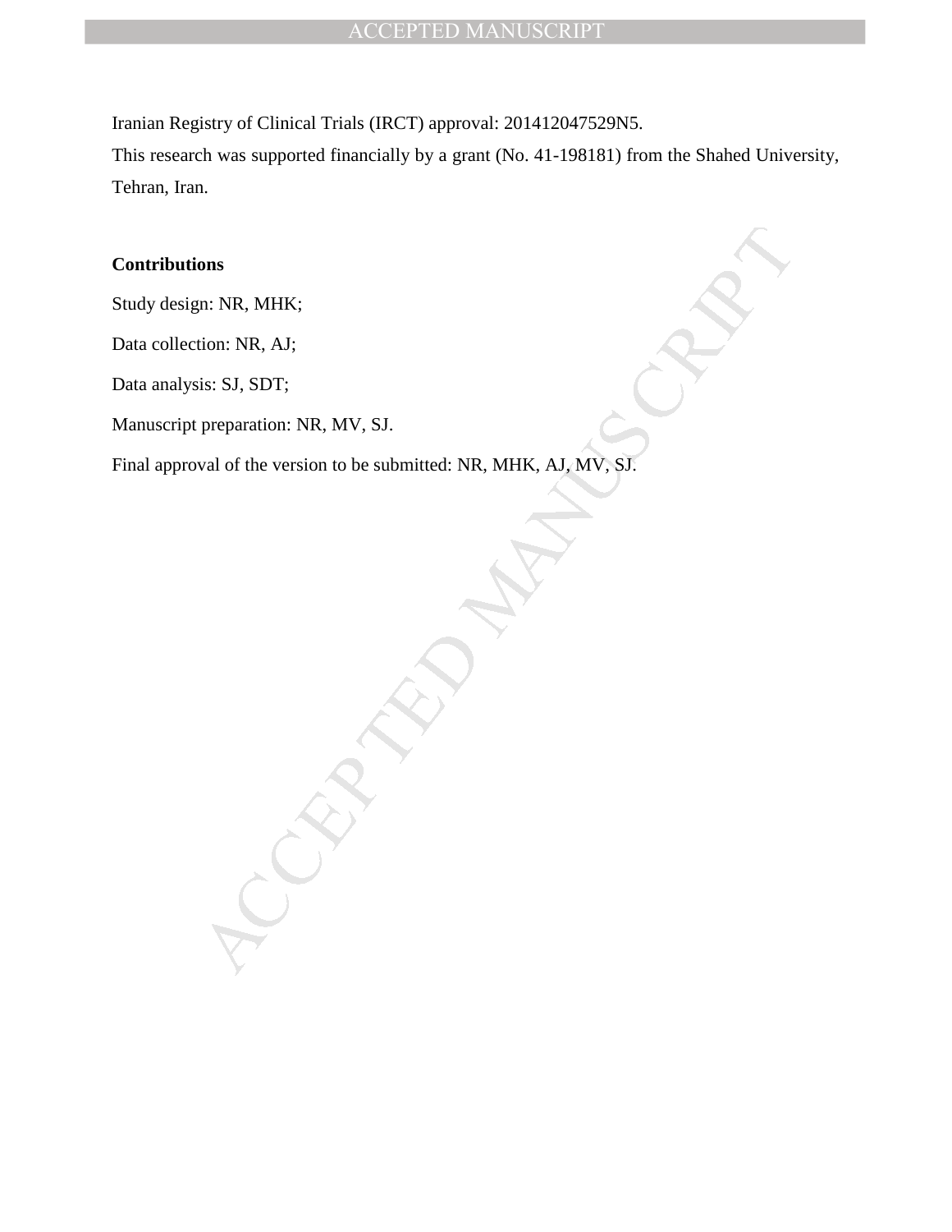Iranian Registry of Clinical Trials (IRCT) approval: 201412047529N5.
This research was supported financially by a grant (No. 41-198181) from the Shahed University, Tehran, Iran.

**Contributions**

Study design: NR, MHK;

Data collection: NR, AJ;

Data analysis: SJ, SDT;

Manuscript preparation: NR, MV, SJ.

Final approval of the version to be submitted: NR, MHK, AJ, MV, SJ.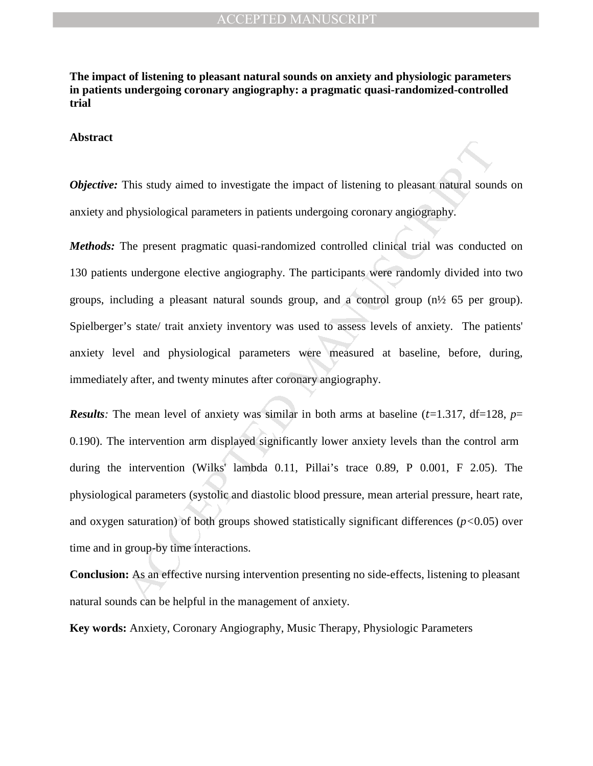**The impact of listening to pleasant natural sounds on anxiety and physiologic parameters in patients undergoing coronary angiography: a pragmatic quasi-randomized-controlled trial**

**Abstract**

***Objective:*** This study aimed to investigate the impact of listening to pleasant natural sounds on anxiety and physiological parameters in patients undergoing coronary angiography.

***Methods:*** The present pragmatic quasi-randomized controlled clinical trial was conducted on 130 patients undergone elective angiography. The participants were randomly divided into two groups, including a pleasant natural sounds group, and a control group (n½ 65 per group). Spielberger's state/ trait anxiety inventory was used to assess levels of anxiety. The patients' anxiety level and physiological parameters were measured at baseline, before, during, immediately after, and twenty minutes after coronary angiography.

***Results:*** The mean level of anxiety was similar in both arms at baseline ($t$=1.317, df=128, $p$= 0.190). The intervention arm displayed significantly lower anxiety levels than the control arm during the intervention (Wilks' lambda 0.11, Pillai's trace 0.89, P 0.001, F 2.05). The physiological parameters (systolic and diastolic blood pressure, mean arterial pressure, heart rate, and oxygen saturation) of both groups showed statistically significant differences ($p$<0.05) over time and in group-by time interactions.

**Conclusion:** As an effective nursing intervention presenting no side-effects, listening to pleasant natural sounds can be helpful in the management of anxiety.

**Key words:** Anxiety, Coronary Angiography, Music Therapy, Physiologic Parameters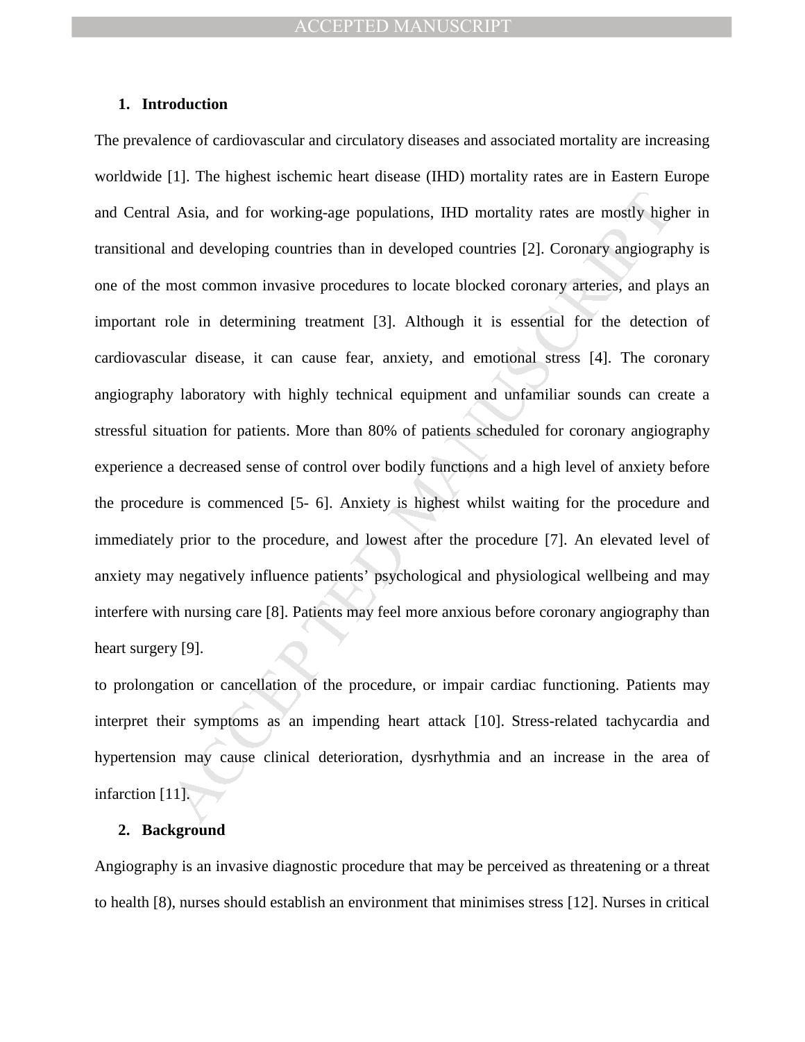## 1. Introduction

The prevalence of cardiovascular and circulatory diseases and associated mortality are increasing worldwide [1]. The highest ischemic heart disease (IHD) mortality rates are in Eastern Europe and Central Asia, and for working-age populations, IHD mortality rates are mostly higher in transitional and developing countries than in developed countries [2]. Coronary angiography is one of the most common invasive procedures to locate blocked coronary arteries, and plays an important role in determining treatment [3]. Although it is essential for the detection of cardiovascular disease, it can cause fear, anxiety, and emotional stress [4]. The coronary angiography laboratory with highly technical equipment and unfamiliar sounds can create a stressful situation for patients. More than 80% of patients scheduled for coronary angiography experience a decreased sense of control over bodily functions and a high level of anxiety before the procedure is commenced [5- 6]. Anxiety is highest whilst waiting for the procedure and immediately prior to the procedure, and lowest after the procedure [7]. An elevated level of anxiety may negatively influence patients' psychological and physiological wellbeing and may interfere with nursing care [8]. Patients may feel more anxious before coronary angiography than heart surgery [9].

to prolongation or cancellation of the procedure, or impair cardiac functioning. Patients may interpret their symptoms as an impending heart attack [10]. Stress-related tachycardia and hypertension may cause clinical deterioration, dysrhythmia and an increase in the area of infarction [11].

## 2. Background

Angiography is an invasive diagnostic procedure that may be perceived as threatening or a threat to health [8], nurses should establish an environment that minimises stress [12]. Nurses in critical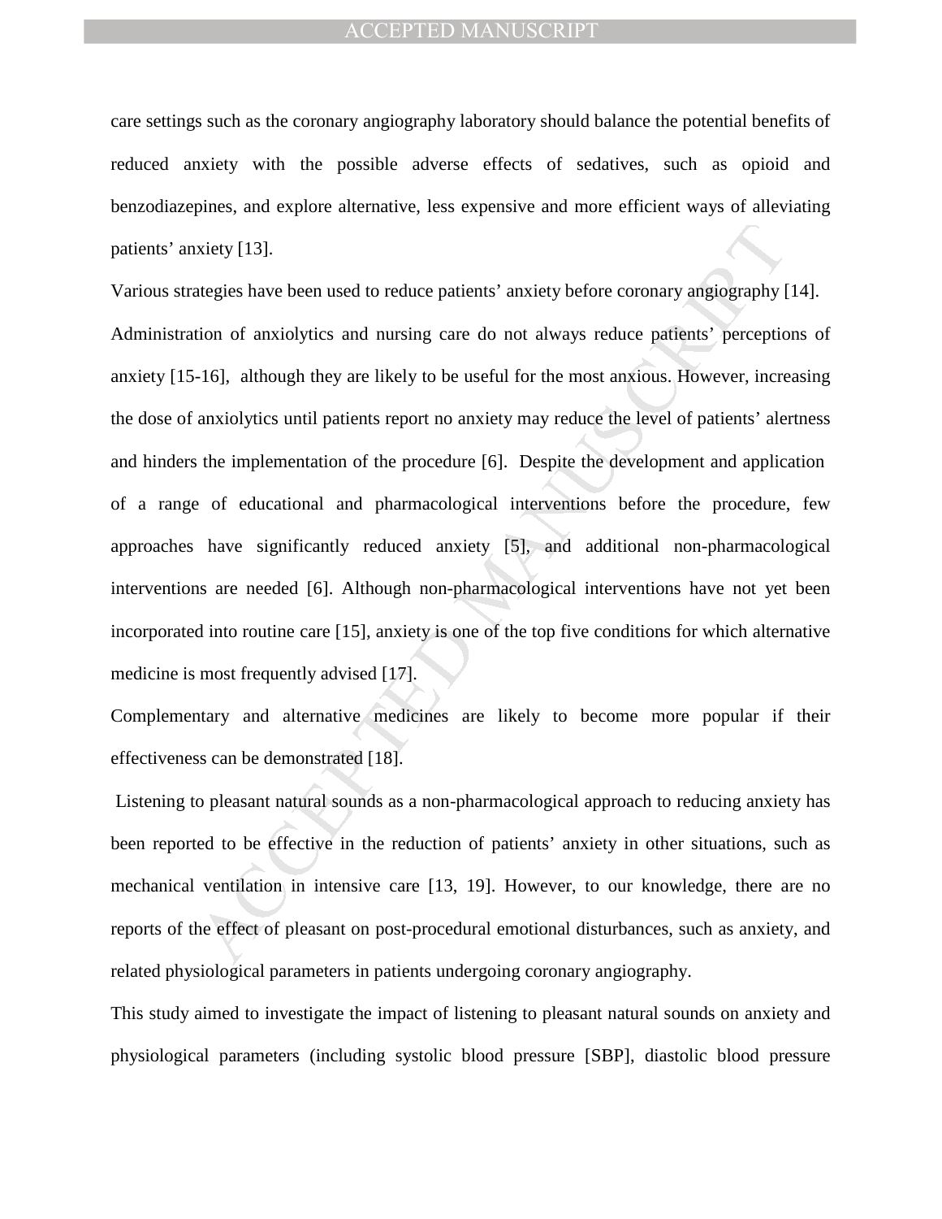care settings such as the coronary angiography laboratory should balance the potential benefits of reduced anxiety with the possible adverse effects of sedatives, such as opioid and benzodiazepines, and explore alternative, less expensive and more efficient ways of alleviating patients' anxiety [13].

Various strategies have been used to reduce patients' anxiety before coronary angiography [14]. Administration of anxiolytics and nursing care do not always reduce patients' perceptions of anxiety [15-16], although they are likely to be useful for the most anxious. However, increasing the dose of anxiolytics until patients report no anxiety may reduce the level of patients' alertness and hinders the implementation of the procedure [6]. Despite the development and application of a range of educational and pharmacological interventions before the procedure, few approaches have significantly reduced anxiety [5], and additional non-pharmacological interventions are needed [6]. Although non-pharmacological interventions have not yet been incorporated into routine care [15], anxiety is one of the top five conditions for which alternative medicine is most frequently advised [17].

Complementary and alternative medicines are likely to become more popular if their effectiveness can be demonstrated [18].

Listening to pleasant natural sounds as a non-pharmacological approach to reducing anxiety has been reported to be effective in the reduction of patients' anxiety in other situations, such as mechanical ventilation in intensive care [13, 19]. However, to our knowledge, there are no reports of the effect of pleasant on post-procedural emotional disturbances, such as anxiety, and related physiological parameters in patients undergoing coronary angiography.

This study aimed to investigate the impact of listening to pleasant natural sounds on anxiety and physiological parameters (including systolic blood pressure [SBP], diastolic blood pressure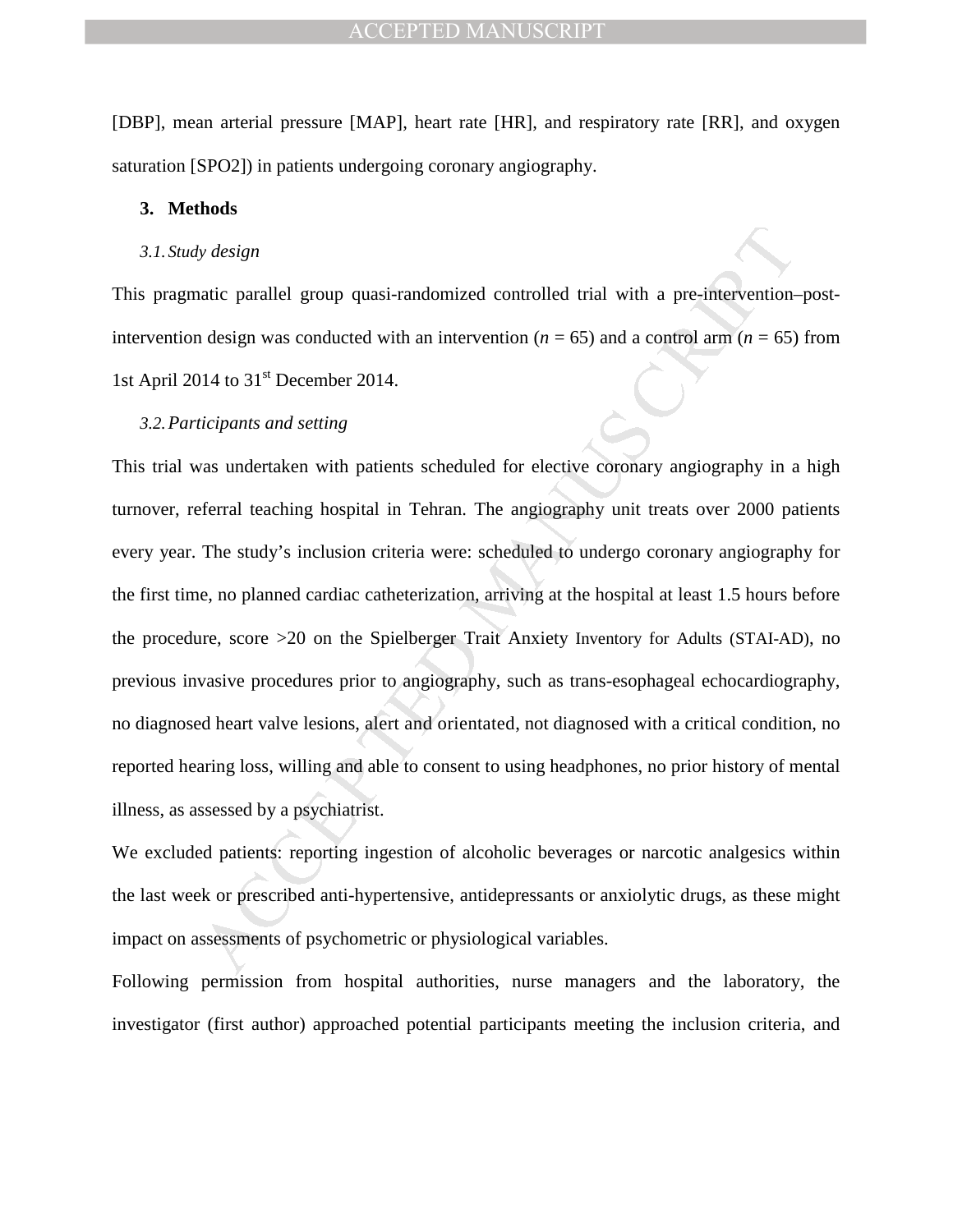[DBP], mean arterial pressure [MAP], heart rate [HR], and respiratory rate [RR], and oxygen saturation [SPO2]) in patients undergoing coronary angiography.

## 3. Methods

### *3.1. Study design*

This pragmatic parallel group quasi-randomized controlled trial with a pre-intervention–post-intervention design was conducted with an intervention ($n$ = 65) and a control arm ($n$ = 65) from 1st April 2014 to 31st December 2014.

### *3.2. Participants and setting*

This trial was undertaken with patients scheduled for elective coronary angiography in a high turnover, referral teaching hospital in Tehran. The angiography unit treats over 2000 patients every year. The study's inclusion criteria were: scheduled to undergo coronary angiography for the first time, no planned cardiac catheterization, arriving at the hospital at least 1.5 hours before the procedure, score >20 on the Spielberger Trait Anxiety Inventory for Adults (STAI-AD), no previous invasive procedures prior to angiography, such as trans-esophageal echocardiography, no diagnosed heart valve lesions, alert and orientated, not diagnosed with a critical condition, no reported hearing loss, willing and able to consent to using headphones, no prior history of mental illness, as assessed by a psychiatrist.

We excluded patients: reporting ingestion of alcoholic beverages or narcotic analgesics within the last week or prescribed anti-hypertensive, antidepressants or anxiolytic drugs, as these might impact on assessments of psychometric or physiological variables.

Following permission from hospital authorities, nurse managers and the laboratory, the investigator (first author) approached potential participants meeting the inclusion criteria, and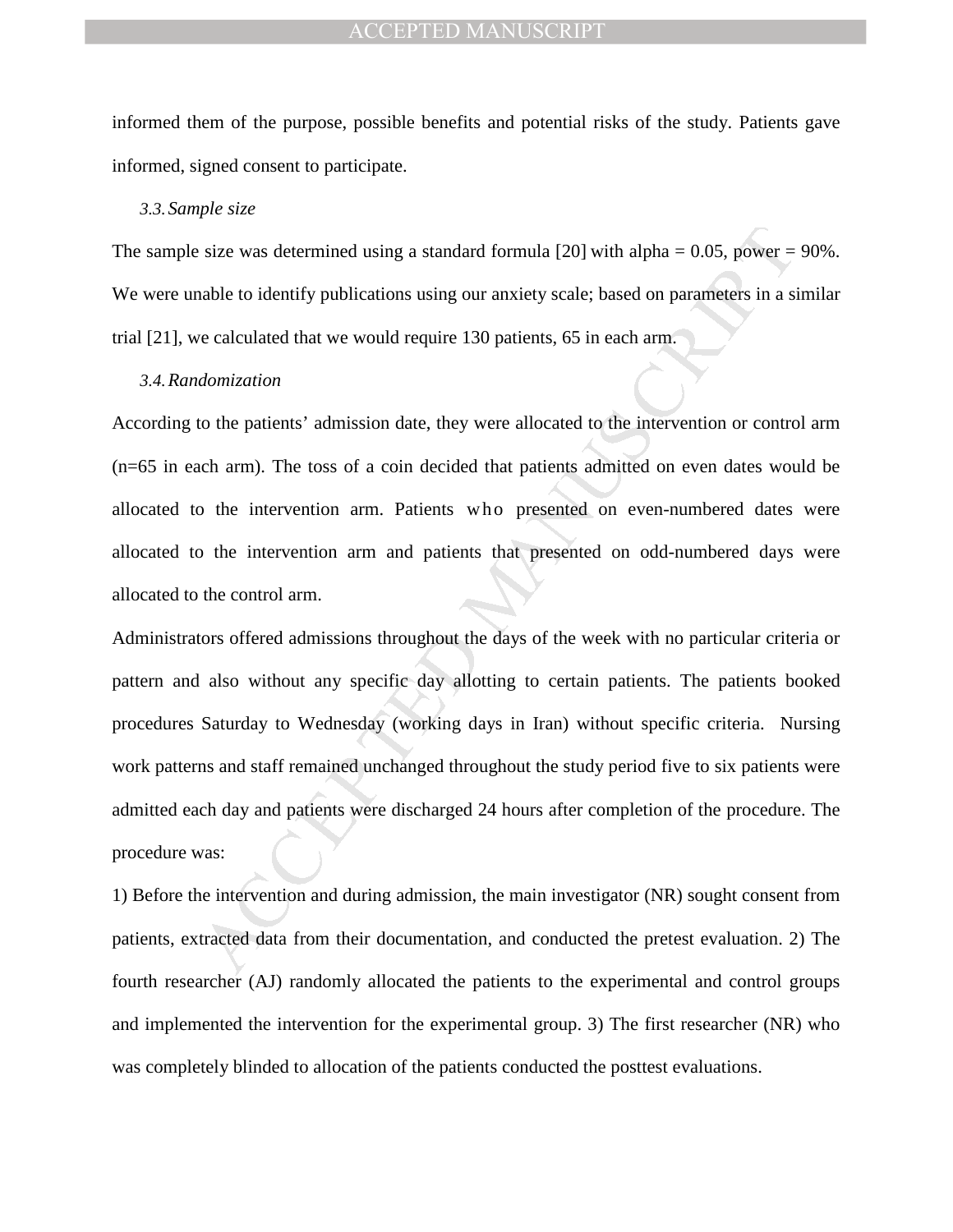informed them of the purpose, possible benefits and potential risks of the study. Patients gave informed, signed consent to participate.

### *3.3. Sample size*

The sample size was determined using a standard formula [20] with alpha = 0.05, power = 90%. We were unable to identify publications using our anxiety scale; based on parameters in a similar trial [21], we calculated that we would require 130 patients, 65 in each arm.

### *3.4. Randomization*

According to the patients' admission date, they were allocated to the intervention or control arm (n=65 in each arm). The toss of a coin decided that patients admitted on even dates would be allocated to the intervention arm. Patients who presented on even-numbered dates were allocated to the intervention arm and patients that presented on odd-numbered days were allocated to the control arm.

Administrators offered admissions throughout the days of the week with no particular criteria or pattern and also without any specific day allotting to certain patients. The patients booked procedures Saturday to Wednesday (working days in Iran) without specific criteria. Nursing work patterns and staff remained unchanged throughout the study period five to six patients were admitted each day and patients were discharged 24 hours after completion of the procedure. The procedure was:

1) Before the intervention and during admission, the main investigator (NR) sought consent from patients, extracted data from their documentation, and conducted the pretest evaluation. 2) The fourth researcher (AJ) randomly allocated the patients to the experimental and control groups and implemented the intervention for the experimental group. 3) The first researcher (NR) who was completely blinded to allocation of the patients conducted the posttest evaluations.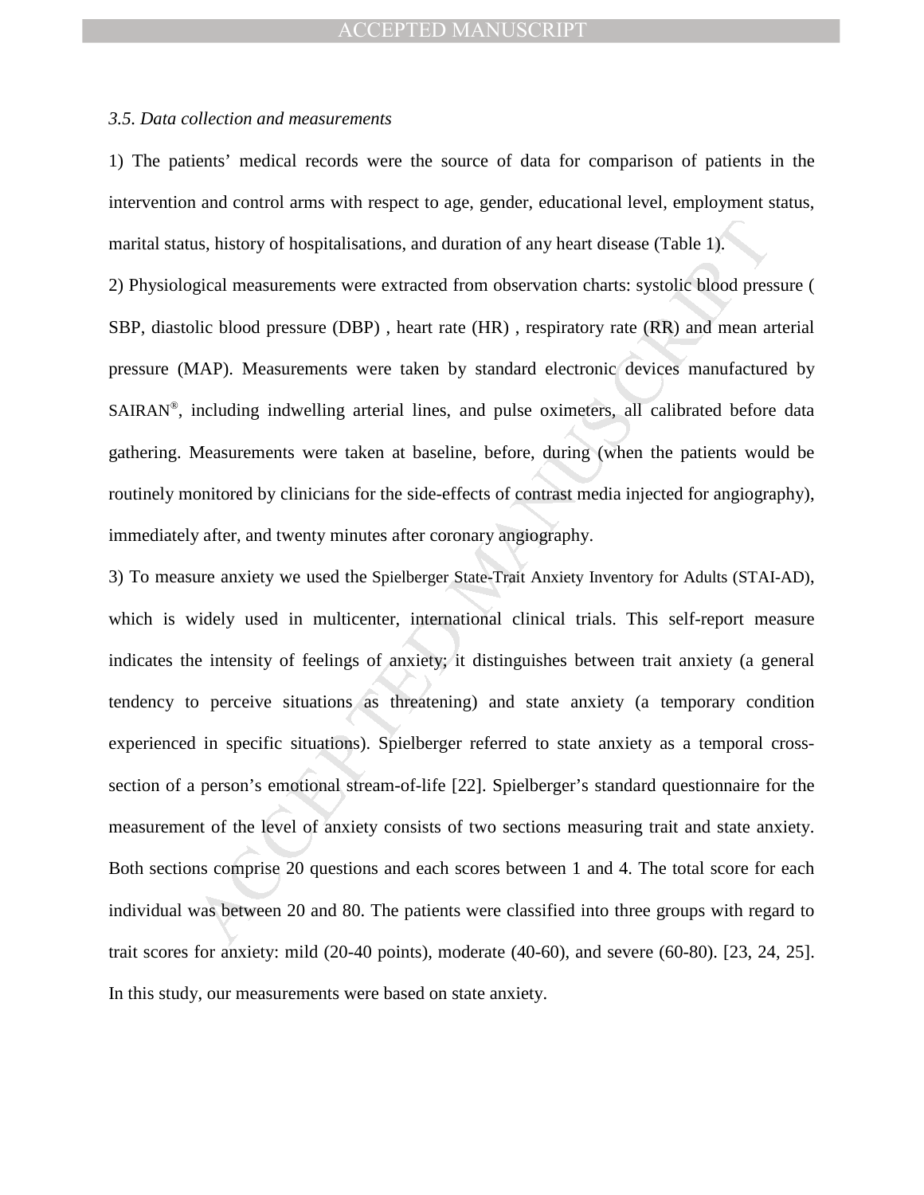*3.5. Data collection and measurements*

1) The patients' medical records were the source of data for comparison of patients in the intervention and control arms with respect to age, gender, educational level, employment status, marital status, history of hospitalisations, and duration of any heart disease (Table 1).

2) Physiological measurements were extracted from observation charts: systolic blood pressure ( SBP, diastolic blood pressure (DBP) , heart rate (HR) , respiratory rate (RR) and mean arterial pressure (MAP). Measurements were taken by standard electronic devices manufactured by SAIRAN®, including indwelling arterial lines, and pulse oximeters, all calibrated before data gathering. Measurements were taken at baseline, before, during (when the patients would be routinely monitored by clinicians for the side-effects of contrast media injected for angiography), immediately after, and twenty minutes after coronary angiography.

3) To measure anxiety we used the Spielberger State-Trait Anxiety Inventory for Adults (STAI-AD), which is widely used in multicenter, international clinical trials. This self-report measure indicates the intensity of feelings of anxiety; it distinguishes between trait anxiety (a general tendency to perceive situations as threatening) and state anxiety (a temporary condition experienced in specific situations). Spielberger referred to state anxiety as a temporal cross-section of a person's emotional stream-of-life [22]. Spielberger's standard questionnaire for the measurement of the level of anxiety consists of two sections measuring trait and state anxiety. Both sections comprise 20 questions and each scores between 1 and 4. The total score for each individual was between 20 and 80. The patients were classified into three groups with regard to trait scores for anxiety: mild (20-40 points), moderate (40-60), and severe (60-80). [23, 24, 25]. In this study, our measurements were based on state anxiety.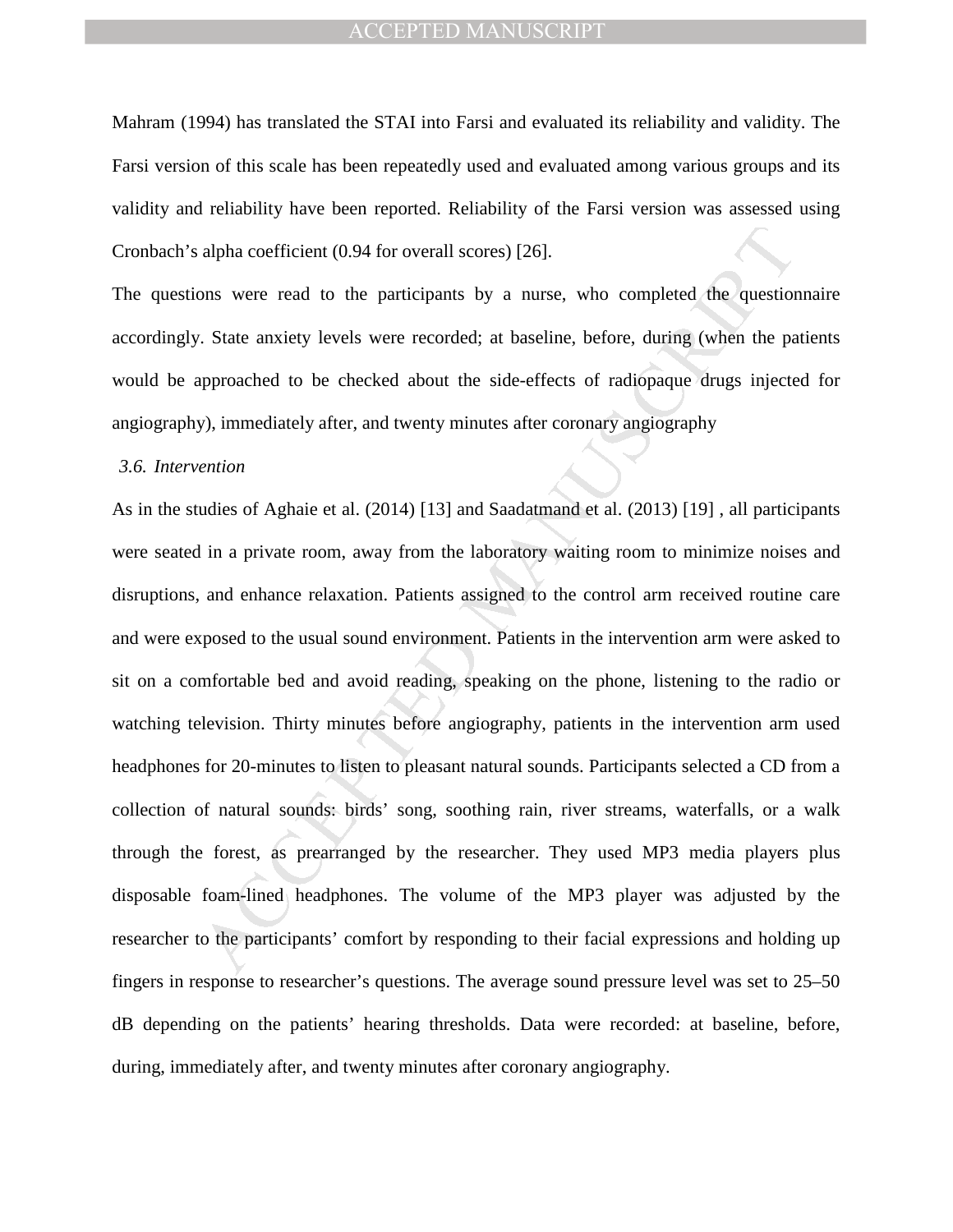Mahram (1994) has translated the STAI into Farsi and evaluated its reliability and validity. The Farsi version of this scale has been repeatedly used and evaluated among various groups and its validity and reliability have been reported. Reliability of the Farsi version was assessed using Cronbach's alpha coefficient (0.94 for overall scores) [26].

The questions were read to the participants by a nurse, who completed the questionnaire accordingly. State anxiety levels were recorded; at baseline, before, during (when the patients would be approached to be checked about the side-effects of radiopaque drugs injected for angiography), immediately after, and twenty minutes after coronary angiography

### *3.6. Intervention*

As in the studies of Aghaie et al. (2014) [13] and Saadatmand et al. (2013) [19] , all participants were seated in a private room, away from the laboratory waiting room to minimize noises and disruptions, and enhance relaxation. Patients assigned to the control arm received routine care and were exposed to the usual sound environment. Patients in the intervention arm were asked to sit on a comfortable bed and avoid reading, speaking on the phone, listening to the radio or watching television. Thirty minutes before angiography, patients in the intervention arm used headphones for 20-minutes to listen to pleasant natural sounds. Participants selected a CD from a collection of natural sounds: birds' song, soothing rain, river streams, waterfalls, or a walk through the forest, as prearranged by the researcher. They used MP3 media players plus disposable foam-lined headphones. The volume of the MP3 player was adjusted by the researcher to the participants' comfort by responding to their facial expressions and holding up fingers in response to researcher's questions. The average sound pressure level was set to 25–50 dB depending on the patients' hearing thresholds. Data were recorded: at baseline, before, during, immediately after, and twenty minutes after coronary angiography.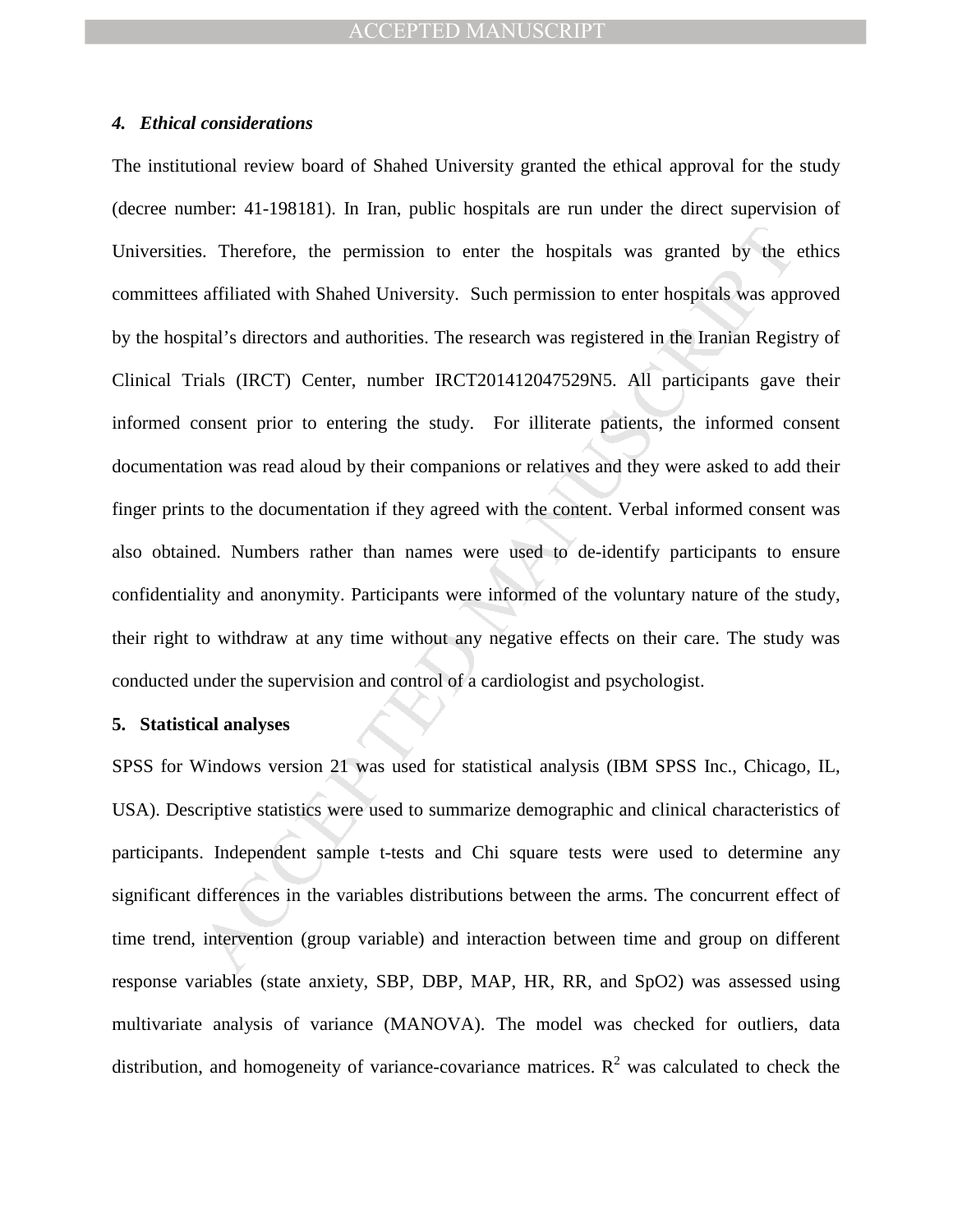### *4. Ethical considerations*

The institutional review board of Shahed University granted the ethical approval for the study (decree number: 41-198181). In Iran, public hospitals are run under the direct supervision of Universities. Therefore, the permission to enter the hospitals was granted by the ethics committees affiliated with Shahed University. Such permission to enter hospitals was approved by the hospital's directors and authorities. The research was registered in the Iranian Registry of Clinical Trials (IRCT) Center, number IRCT201412047529N5. All participants gave their informed consent prior to entering the study. For illiterate patients, the informed consent documentation was read aloud by their companions or relatives and they were asked to add their finger prints to the documentation if they agreed with the content. Verbal informed consent was also obtained. Numbers rather than names were used to de-identify participants to ensure confidentiality and anonymity. Participants were informed of the voluntary nature of the study, their right to withdraw at any time without any negative effects on their care. The study was conducted under the supervision and control of a cardiologist and psychologist.

### 5. Statistical analyses

SPSS for Windows version 21 was used for statistical analysis (IBM SPSS Inc., Chicago, IL, USA). Descriptive statistics were used to summarize demographic and clinical characteristics of participants. Independent sample t-tests and Chi square tests were used to determine any significant differences in the variables distributions between the arms. The concurrent effect of time trend, intervention (group variable) and interaction between time and group on different response variables (state anxiety, SBP, DBP, MAP, HR, RR, and SpO2) was assessed using multivariate analysis of variance (MANOVA). The model was checked for outliers, data distribution, and homogeneity of variance-covariance matrices. $R^2$ was calculated to check the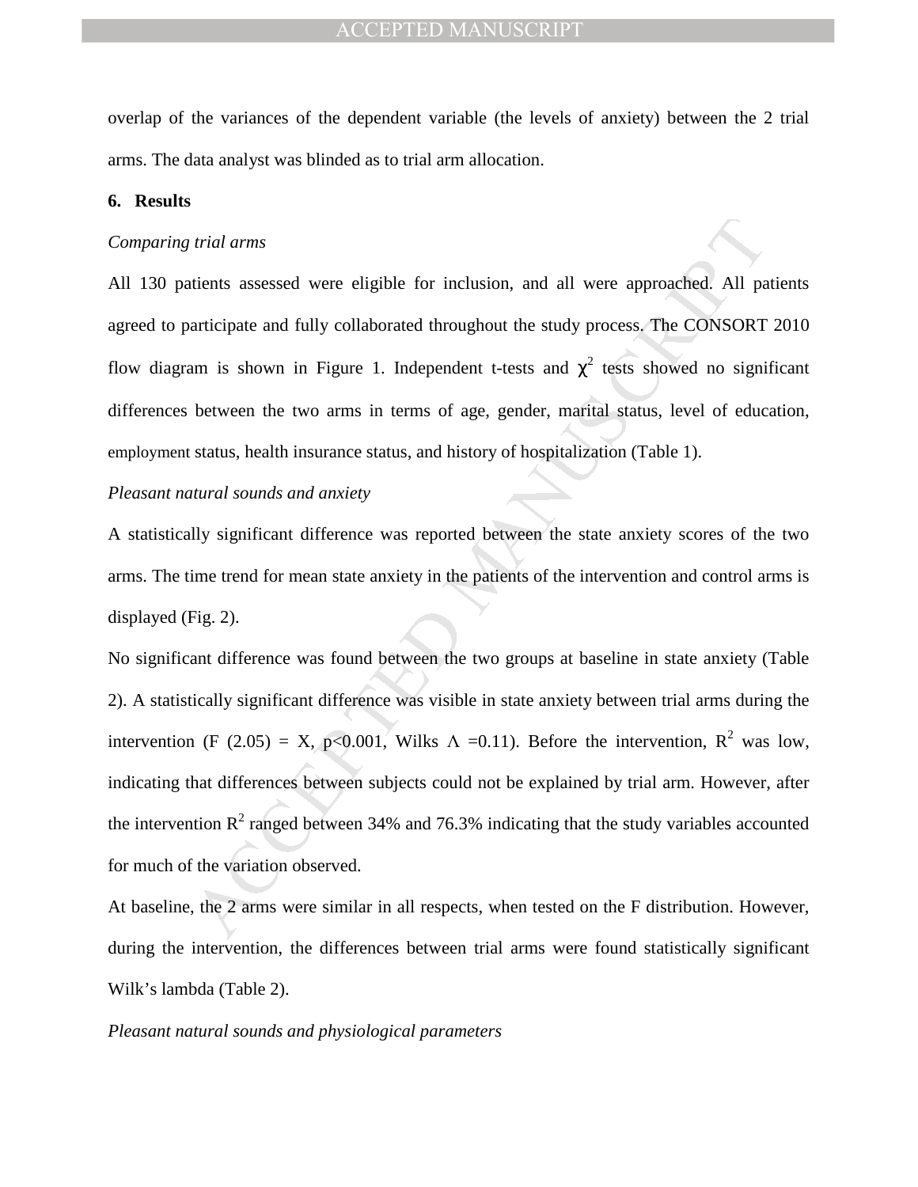overlap of the variances of the dependent variable (the levels of anxiety) between the 2 trial arms. The data analyst was blinded as to trial arm allocation.

## 6. Results

*Comparing trial arms*

All 130 patients assessed were eligible for inclusion, and all were approached. All patients agreed to participate and fully collaborated throughout the study process. The CONSORT 2010 flow diagram is shown in Figure 1. Independent t-tests and $\chi^2$ tests showed no significant differences between the two arms in terms of age, gender, marital status, level of education, employment status, health insurance status, and history of hospitalization (Table 1).

*Pleasant natural sounds and anxiety*

A statistically significant difference was reported between the state anxiety scores of the two arms. The time trend for mean state anxiety in the patients of the intervention and control arms is displayed (Fig. 2).

No significant difference was found between the two groups at baseline in state anxiety (Table 2). A statistically significant difference was visible in state anxiety between trial arms during the intervention (F (2.05) = X, $p<0.001$, Wilks $\Lambda$ =0.11). Before the intervention, $R^2$ was low, indicating that differences between subjects could not be explained by trial arm. However, after the intervention $R^2$ ranged between 34% and 76.3% indicating that the study variables accounted for much of the variation observed.

At baseline, the 2 arms were similar in all respects, when tested on the F distribution. However, during the intervention, the differences between trial arms were found statistically significant Wilk's lambda (Table 2).

*Pleasant natural sounds and physiological parameters*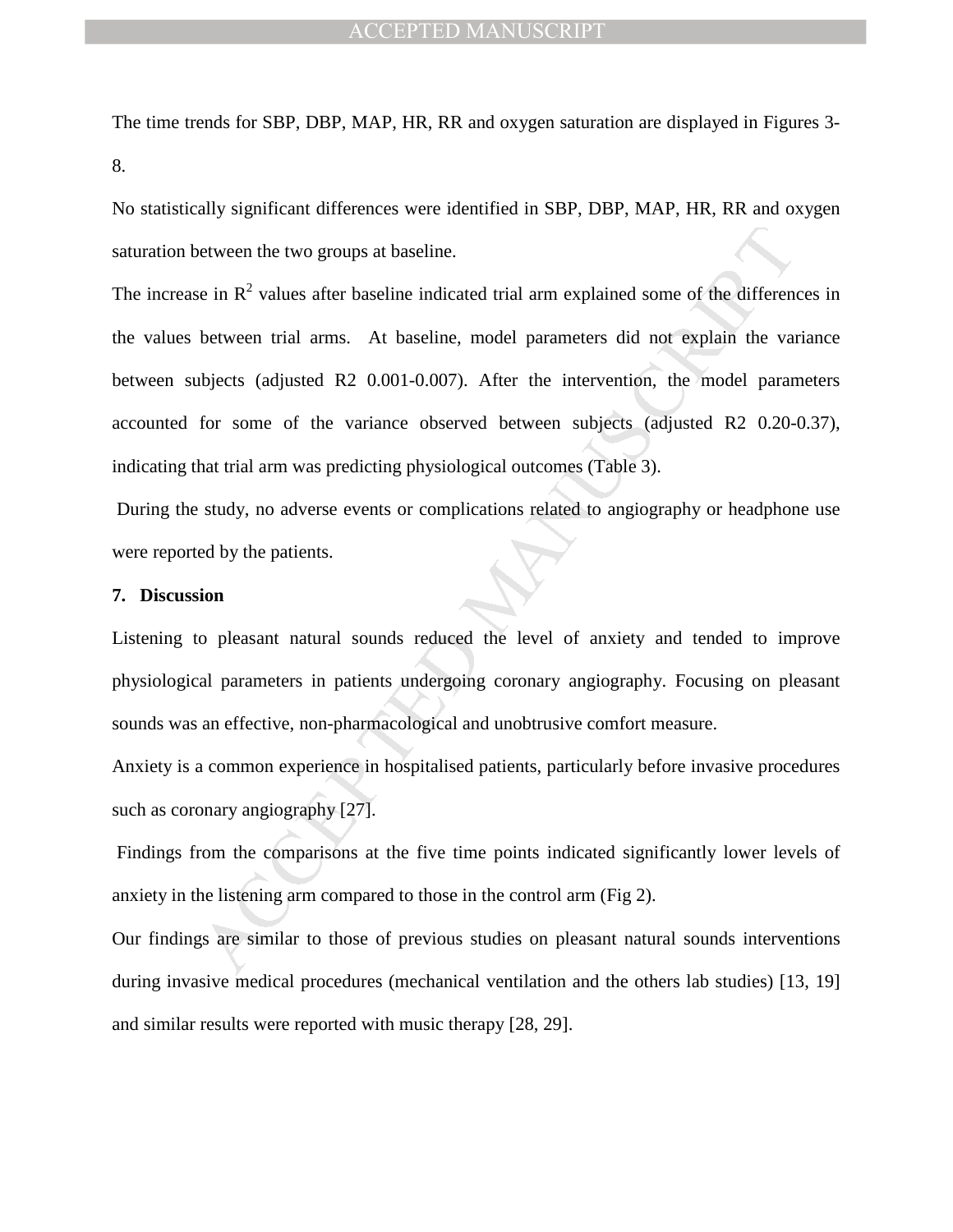The time trends for SBP, DBP, MAP, HR, RR and oxygen saturation are displayed in Figures 3-8.

No statistically significant differences were identified in SBP, DBP, MAP, HR, RR and oxygen saturation between the two groups at baseline.

The increase in $R^2$ values after baseline indicated trial arm explained some of the differences in the values between trial arms. At baseline, model parameters did not explain the variance between subjects (adjusted R2 0.001-0.007). After the intervention, the model parameters accounted for some of the variance observed between subjects (adjusted R2 0.20-0.37), indicating that trial arm was predicting physiological outcomes (Table 3).

During the study, no adverse events or complications related to angiography or headphone use were reported by the patients.

## 7. Discussion

Listening to pleasant natural sounds reduced the level of anxiety and tended to improve physiological parameters in patients undergoing coronary angiography. Focusing on pleasant sounds was an effective, non-pharmacological and unobtrusive comfort measure.

Anxiety is a common experience in hospitalised patients, particularly before invasive procedures such as coronary angiography [27].

Findings from the comparisons at the five time points indicated significantly lower levels of anxiety in the listening arm compared to those in the control arm (Fig 2).

Our findings are similar to those of previous studies on pleasant natural sounds interventions during invasive medical procedures (mechanical ventilation and the others lab studies) [13, 19] and similar results were reported with music therapy [28, 29].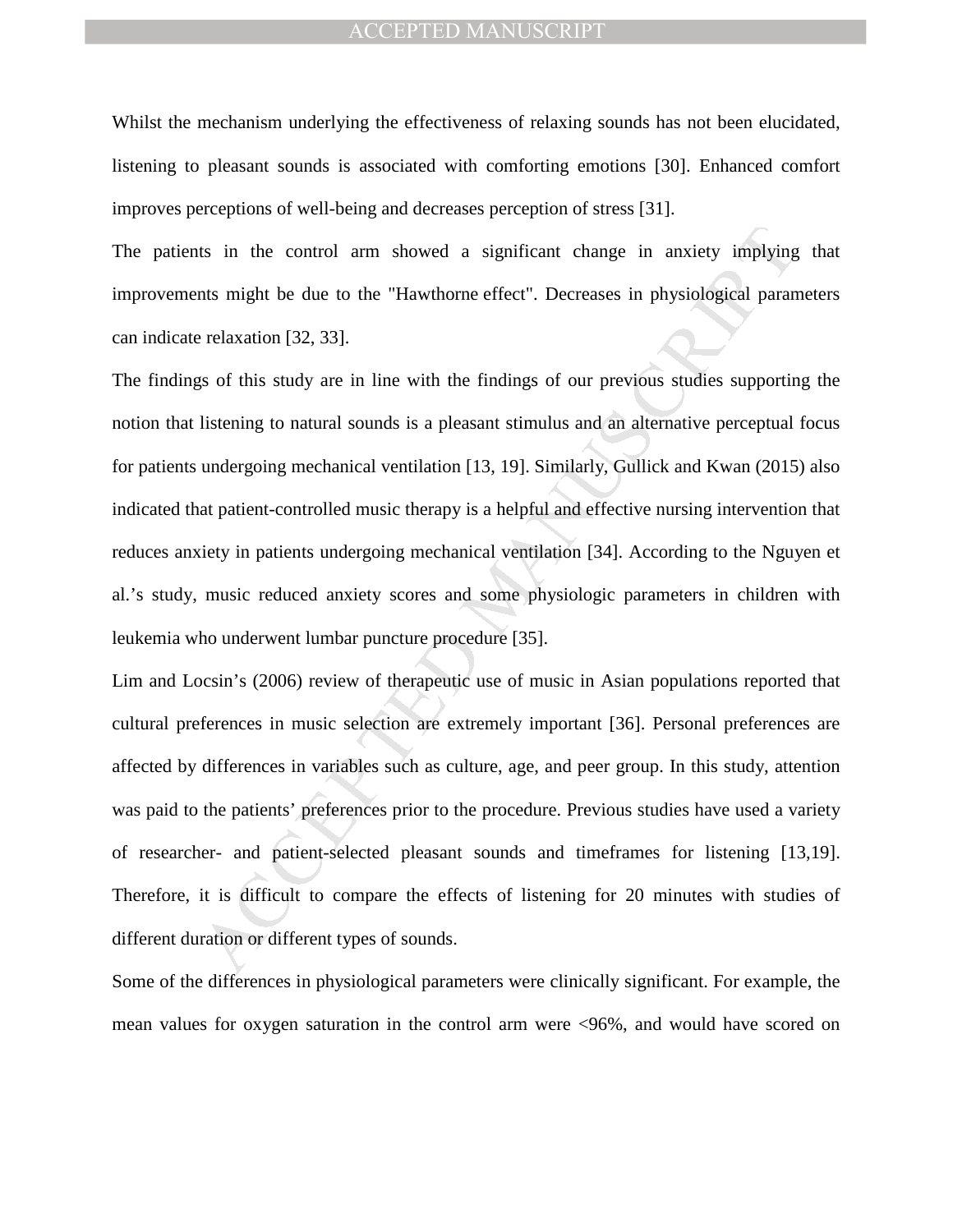Whilst the mechanism underlying the effectiveness of relaxing sounds has not been elucidated, listening to pleasant sounds is associated with comforting emotions [30]. Enhanced comfort improves perceptions of well-being and decreases perception of stress [31].

The patients in the control arm showed a significant change in anxiety implying that improvements might be due to the "Hawthorne effect". Decreases in physiological parameters can indicate relaxation [32, 33].

The findings of this study are in line with the findings of our previous studies supporting the notion that listening to natural sounds is a pleasant stimulus and an alternative perceptual focus for patients undergoing mechanical ventilation [13, 19]. Similarly, Gullick and Kwan (2015) also indicated that patient-controlled music therapy is a helpful and effective nursing intervention that reduces anxiety in patients undergoing mechanical ventilation [34]. According to the Nguyen et al.'s study, music reduced anxiety scores and some physiologic parameters in children with leukemia who underwent lumbar puncture procedure [35].

Lim and Locsin's (2006) review of therapeutic use of music in Asian populations reported that cultural preferences in music selection are extremely important [36]. Personal preferences are affected by differences in variables such as culture, age, and peer group. In this study, attention was paid to the patients' preferences prior to the procedure. Previous studies have used a variety of researcher- and patient-selected pleasant sounds and timeframes for listening [13,19]. Therefore, it is difficult to compare the effects of listening for 20 minutes with studies of different duration or different types of sounds.

Some of the differences in physiological parameters were clinically significant. For example, the mean values for oxygen saturation in the control arm were <96%, and would have scored on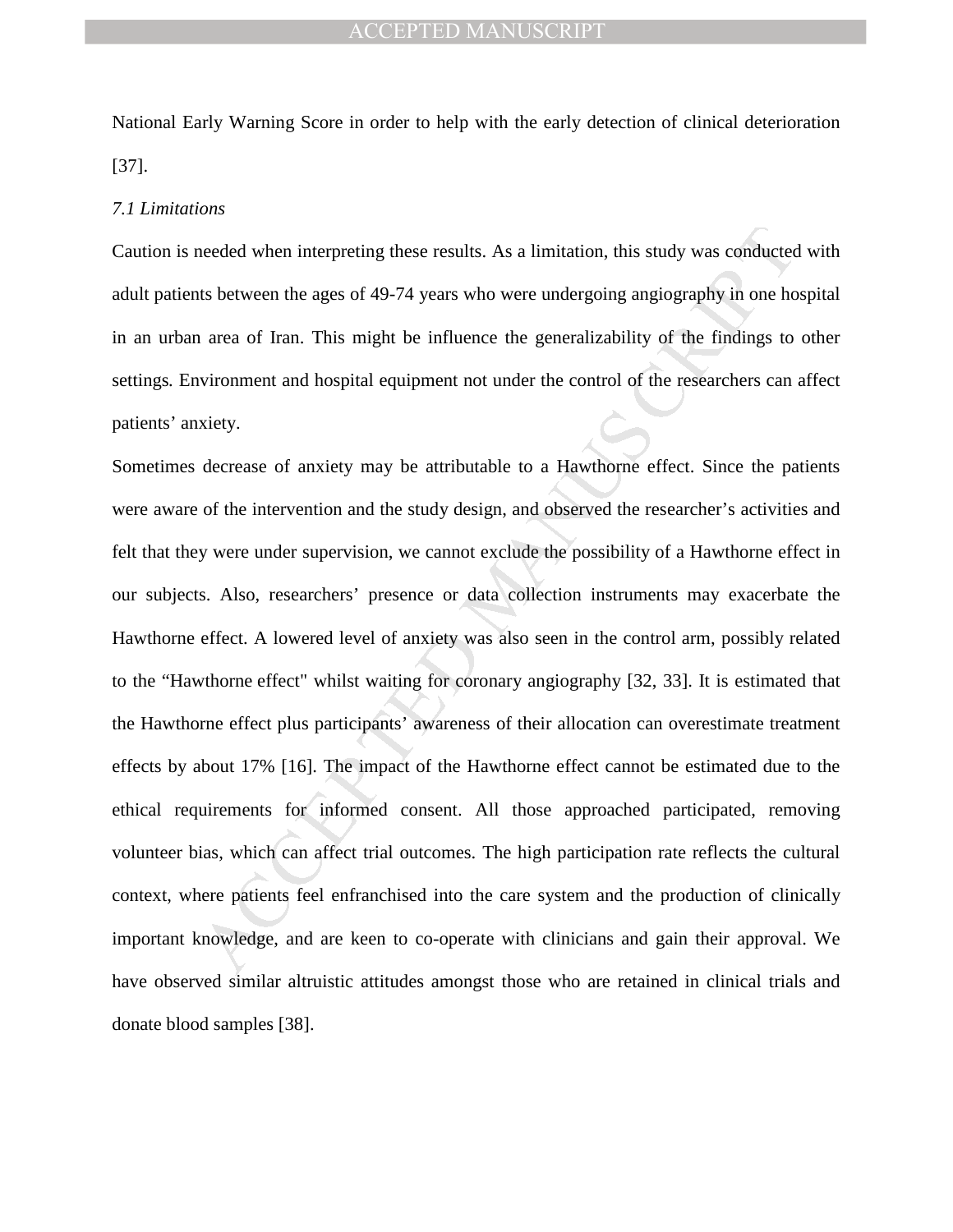National Early Warning Score in order to help with the early detection of clinical deterioration [37].

### *7.1 Limitations*

Caution is needed when interpreting these results. As a limitation, this study was conducted with adult patients between the ages of 49-74 years who were undergoing angiography in one hospital in an urban area of Iran. This might be influence the generalizability of the findings to other settings. Environment and hospital equipment not under the control of the researchers can affect patients' anxiety.

Sometimes decrease of anxiety may be attributable to a Hawthorne effect. Since the patients were aware of the intervention and the study design, and observed the researcher's activities and felt that they were under supervision, we cannot exclude the possibility of a Hawthorne effect in our subjects. Also, researchers' presence or data collection instruments may exacerbate the Hawthorne effect. A lowered level of anxiety was also seen in the control arm, possibly related to the "Hawthorne effect" whilst waiting for coronary angiography [32, 33]. It is estimated that the Hawthorne effect plus participants' awareness of their allocation can overestimate treatment effects by about 17% [16]. The impact of the Hawthorne effect cannot be estimated due to the ethical requirements for informed consent. All those approached participated, removing volunteer bias, which can affect trial outcomes. The high participation rate reflects the cultural context, where patients feel enfranchised into the care system and the production of clinically important knowledge, and are keen to co-operate with clinicians and gain their approval. We have observed similar altruistic attitudes amongst those who are retained in clinical trials and donate blood samples [38].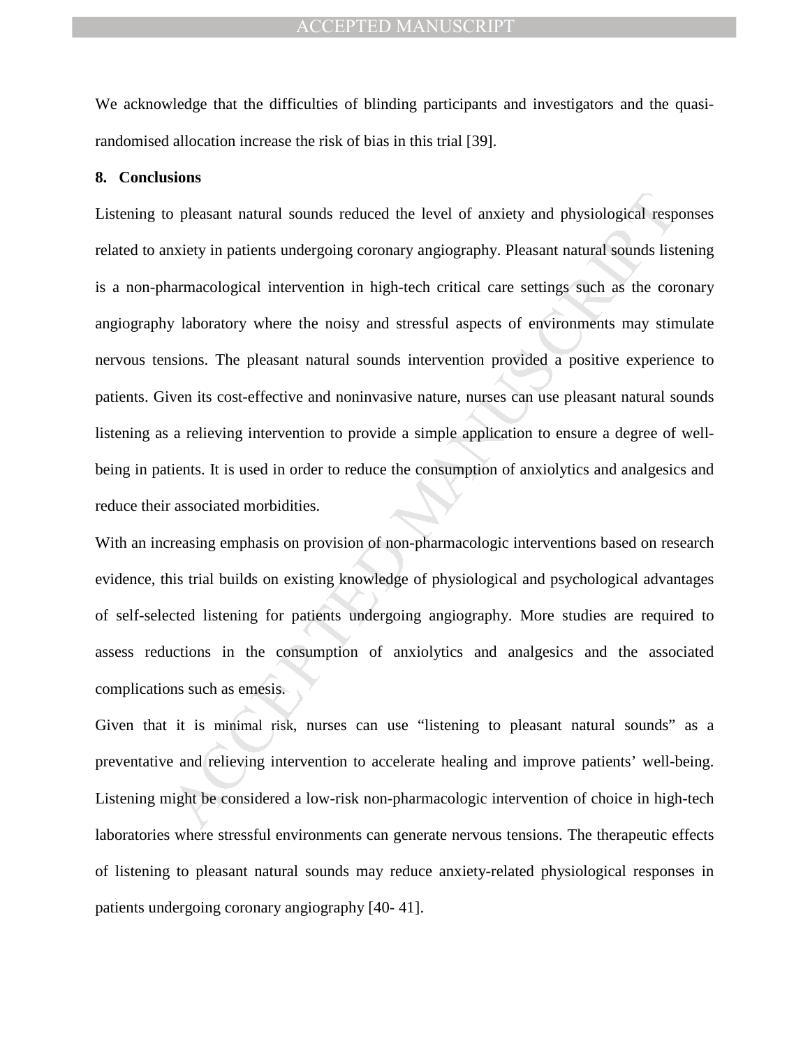We acknowledge that the difficulties of blinding participants and investigators and the quasi-randomised allocation increase the risk of bias in this trial [39].

## 8. Conclusions

Listening to pleasant natural sounds reduced the level of anxiety and physiological responses related to anxiety in patients undergoing coronary angiography. Pleasant natural sounds listening is a non-pharmacological intervention in high-tech critical care settings such as the coronary angiography laboratory where the noisy and stressful aspects of environments may stimulate nervous tensions. The pleasant natural sounds intervention provided a positive experience to patients. Given its cost-effective and noninvasive nature, nurses can use pleasant natural sounds listening as a relieving intervention to provide a simple application to ensure a degree of well-being in patients. It is used in order to reduce the consumption of anxiolytics and analgesics and reduce their associated morbidities.

With an increasing emphasis on provision of non-pharmacologic interventions based on research evidence, this trial builds on existing knowledge of physiological and psychological advantages of self-selected listening for patients undergoing angiography. More studies are required to assess reductions in the consumption of anxiolytics and analgesics and the associated complications such as emesis.

Given that it is minimal risk, nurses can use "listening to pleasant natural sounds" as a preventative and relieving intervention to accelerate healing and improve patients' well-being. Listening might be considered a low-risk non-pharmacologic intervention of choice in high-tech laboratories where stressful environments can generate nervous tensions. The therapeutic effects of listening to pleasant natural sounds may reduce anxiety-related physiological responses in patients undergoing coronary angiography [40- 41].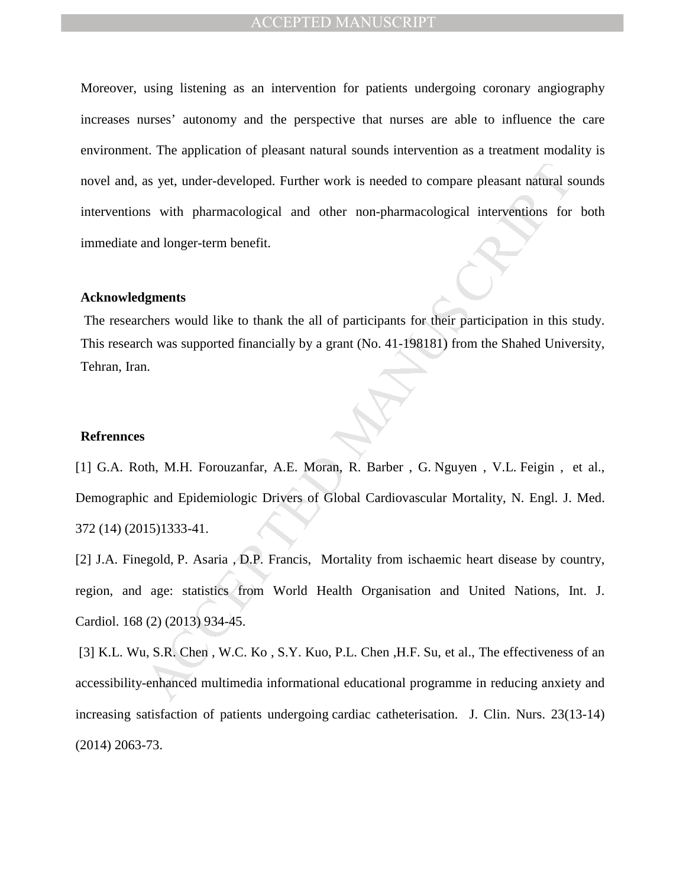Moreover, using listening as an intervention for patients undergoing coronary angiography increases nurses' autonomy and the perspective that nurses are able to influence the care environment. The application of pleasant natural sounds intervention as a treatment modality is novel and, as yet, under-developed. Further work is needed to compare pleasant natural sounds interventions with pharmacological and other non-pharmacological interventions for both immediate and longer-term benefit.

**Acknowledgments**

The researchers would like to thank the all of participants for their participation in this study. This research was supported financially by a grant (No. 41-198181) from the Shahed University, Tehran, Iran.

**Refrennces**

[1] G.A. Roth, M.H. Forouzanfar, A.E. Moran, R. Barber , G. Nguyen , V.L. Feigin , et al., Demographic and Epidemiologic Drivers of Global Cardiovascular Mortality, N. Engl. J. Med. 372 (14) (2015)1333-41.

[2] J.A. Finegold, P. Asaria , D.P. Francis, Mortality from ischaemic heart disease by country, region, and age: statistics from World Health Organisation and United Nations, Int. J. Cardiol. 168 (2) (2013) 934-45.

[3] K.L. Wu, S.R. Chen , W.C. Ko , S.Y. Kuo, P.L. Chen ,H.F. Su, et al., The effectiveness of an accessibility-enhanced multimedia informational educational programme in reducing anxiety and increasing satisfaction of patients undergoing cardiac catheterisation. J. Clin. Nurs. 23(13-14) (2014) 2063-73.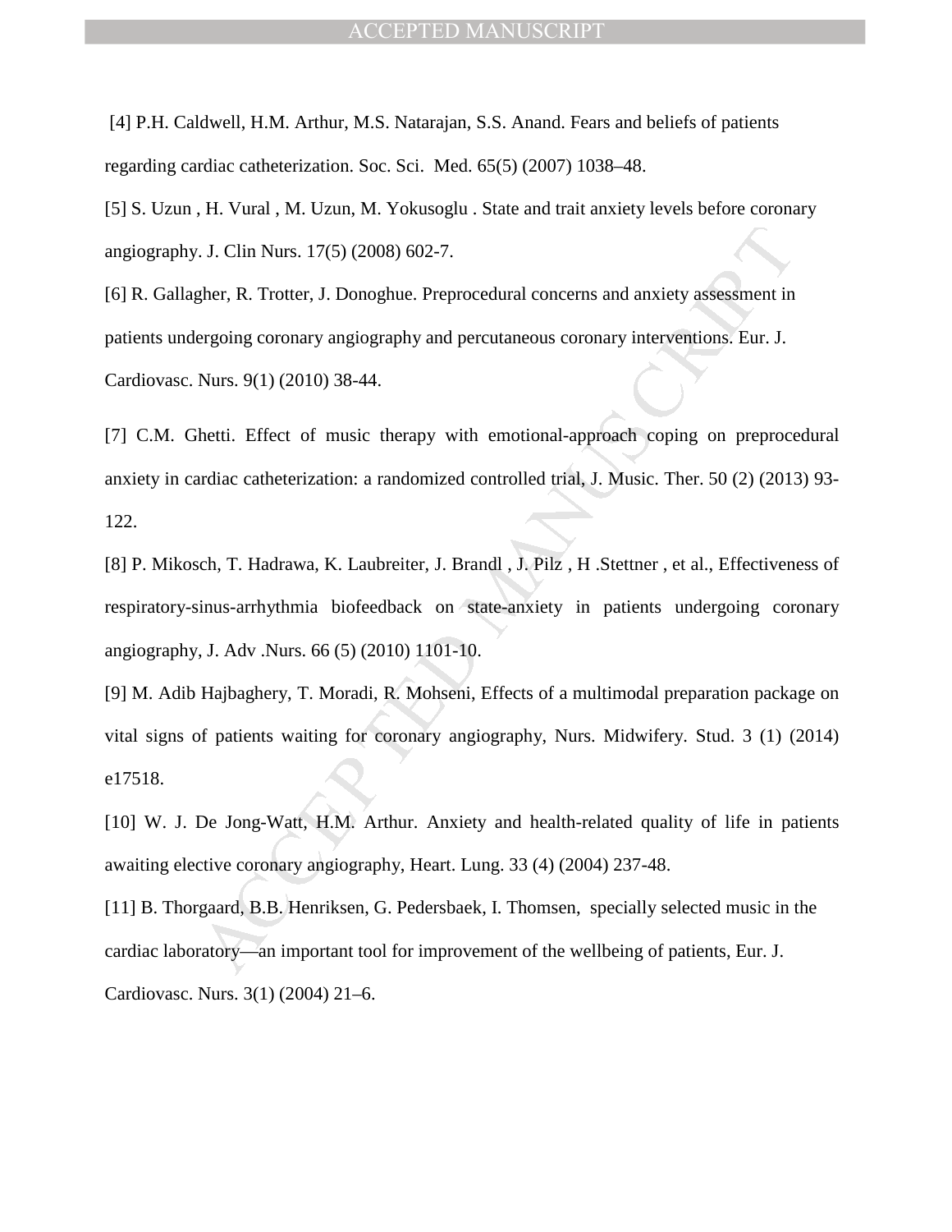[4] P.H. Caldwell, H.M. Arthur, M.S. Natarajan, S.S. Anand. Fears and beliefs of patients regarding cardiac catheterization. Soc. Sci. Med. 65(5) (2007) 1038–48.

[5] S. Uzun , H. Vural , M. Uzun, M. Yokusoglu . State and trait anxiety levels before coronary angiography. J. Clin Nurs. 17(5) (2008) 602-7.

[6] R. Gallagher, R. Trotter, J. Donoghue. Preprocedural concerns and anxiety assessment in patients undergoing coronary angiography and percutaneous coronary interventions. Eur. J. Cardiovasc. Nurs. 9(1) (2010) 38-44.

[7] C.M. Ghetti. Effect of music therapy with emotional-approach coping on preprocedural anxiety in cardiac catheterization: a randomized controlled trial, J. Music. Ther. 50 (2) (2013) 93-122.

[8] P. Mikosch, T. Hadrawa, K. Laubreiter, J. Brandl , J. Pilz , H .Stettner , et al., Effectiveness of respiratory-sinus-arrhythmia biofeedback on state-anxiety in patients undergoing coronary angiography, J. Adv .Nurs. 66 (5) (2010) 1101-10.

[9] M. Adib Hajbaghery, T. Moradi, R. Mohseni, Effects of a multimodal preparation package on vital signs of patients waiting for coronary angiography, Nurs. Midwifery. Stud. 3 (1) (2014) e17518.

[10] W. J. De Jong-Watt, H.M. Arthur. Anxiety and health-related quality of life in patients awaiting elective coronary angiography, Heart. Lung. 33 (4) (2004) 237-48.

[11] B. Thorgaard, B.B. Henriksen, G. Pedersbaek, I. Thomsen, specially selected music in the cardiac laboratory—an important tool for improvement of the wellbeing of patients, Eur. J. Cardiovasc. Nurs. 3(1) (2004) 21–6.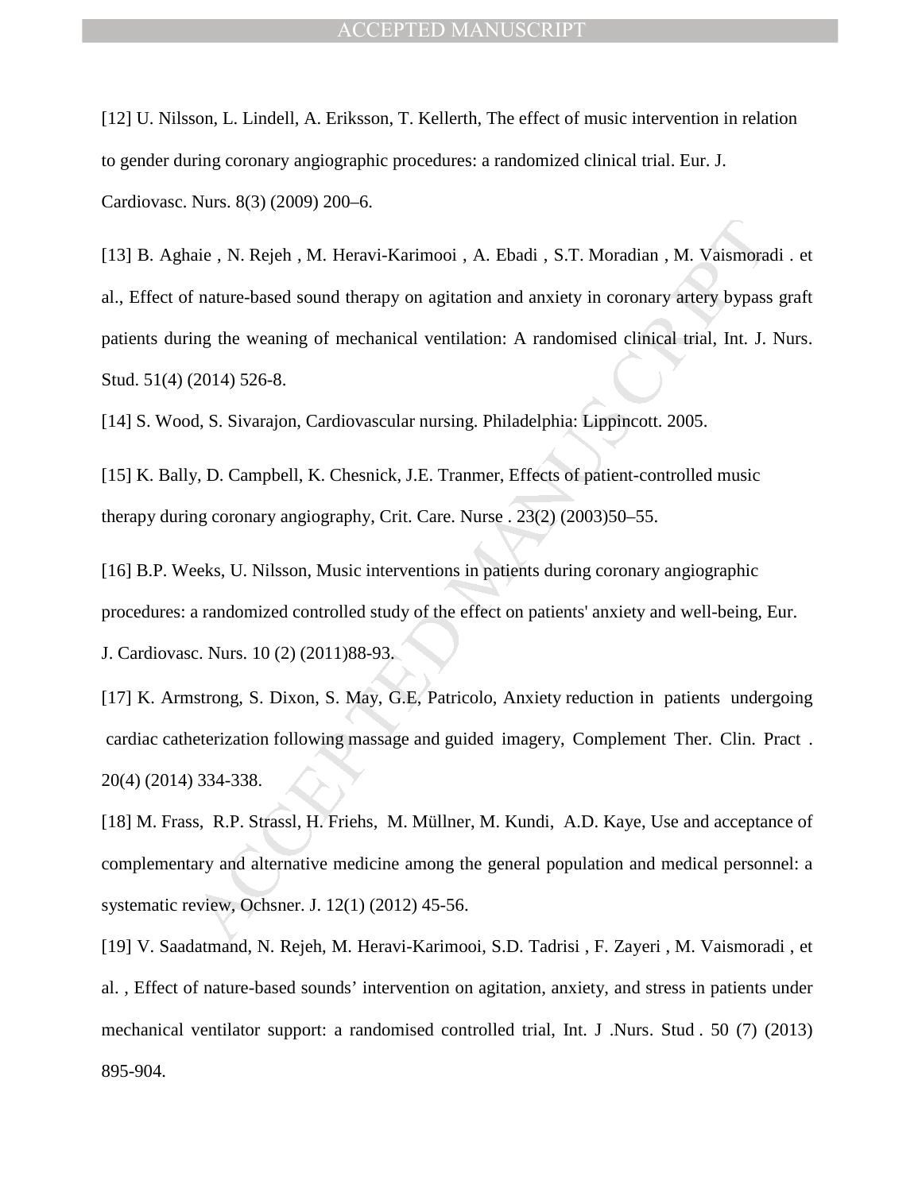[12] U. Nilsson, L. Lindell, A. Eriksson, T. Kellerth, The effect of music intervention in relation to gender during coronary angiographic procedures: a randomized clinical trial. Eur. J. Cardiovasc. Nurs. 8(3) (2009) 200–6.

[13] B. Aghaie , N. Rejeh , M. Heravi-Karimooi , A. Ebadi , S.T. Moradian , M. Vaismoradi . et al., Effect of nature-based sound therapy on agitation and anxiety in coronary artery bypass graft patients during the weaning of mechanical ventilation: A randomised clinical trial, Int. J. Nurs. Stud. 51(4) (2014) 526-8.

[14] S. Wood, S. Sivarajon, Cardiovascular nursing. Philadelphia: Lippincott. 2005.

[15] K. Bally, D. Campbell, K. Chesnick, J.E. Tranmer, Effects of patient-controlled music therapy during coronary angiography, Crit. Care. Nurse . 23(2) (2003)50–55.

[16] B.P. Weeks, U. Nilsson, Music interventions in patients during coronary angiographic procedures: a randomized controlled study of the effect on patients' anxiety and well-being, Eur. J. Cardiovasc. Nurs. 10 (2) (2011)88-93.

[17] K. Armstrong, S. Dixon, S. May, G.E, Patricolo, Anxiety reduction in patients undergoing cardiac catheterization following massage and guided imagery, Complement Ther. Clin. Pract . 20(4) (2014) 334-338.

[18] M. Frass, R.P. Strassl, H. Friehs, M. Müllner, M. Kundi, A.D. Kaye, Use and acceptance of complementary and alternative medicine among the general population and medical personnel: a systematic review, Ochsner. J. 12(1) (2012) 45-56.

[19] V. Saadatmand, N. Rejeh, M. Heravi-Karimooi, S.D. Tadrisi , F. Zayeri , M. Vaismoradi , et al. , Effect of nature-based sounds' intervention on agitation, anxiety, and stress in patients under mechanical ventilator support: a randomised controlled trial, Int. J .Nurs. Stud . 50 (7) (2013) 895-904.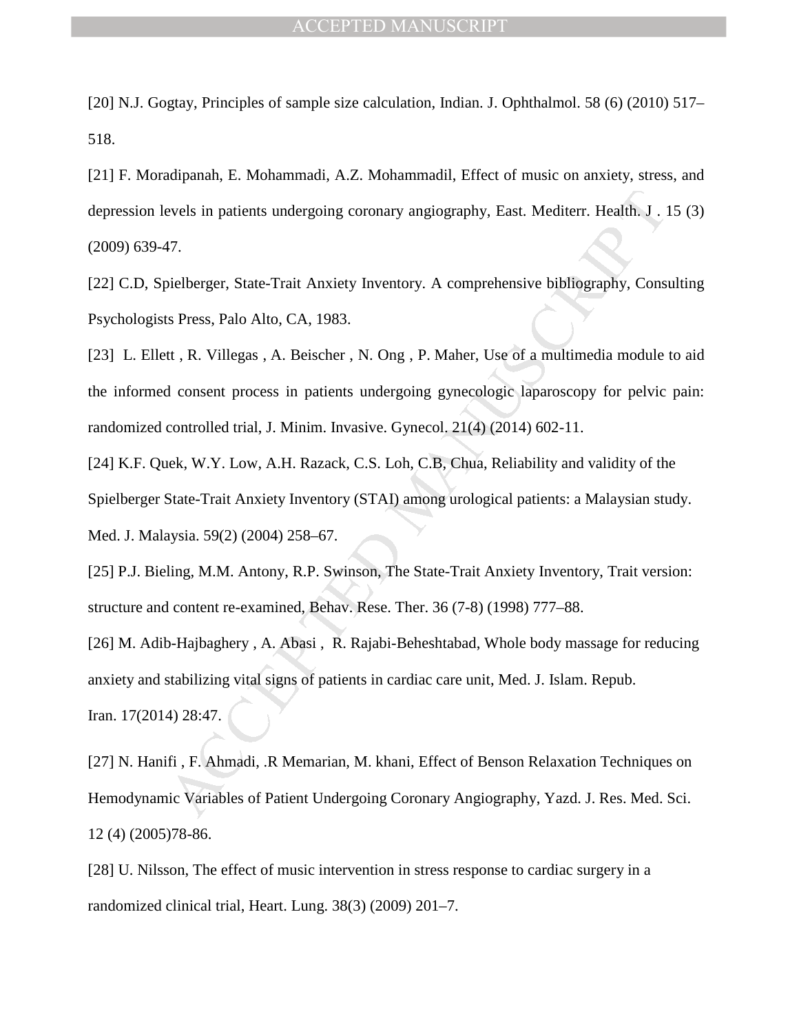[20] N.J. Gogtay, Principles of sample size calculation, Indian. J. Ophthalmol. 58 (6) (2010) 517–518.

[21] F. Moradipanah, E. Mohammadi, A.Z. Mohammadil, Effect of music on anxiety, stress, and depression levels in patients undergoing coronary angiography, East. Mediterr. Health. J . 15 (3) (2009) 639-47.

[22] C.D, Spielberger, State-Trait Anxiety Inventory. A comprehensive bibliography, Consulting Psychologists Press, Palo Alto, CA, 1983.

[23] L. Ellett , R. Villegas , A. Beischer , N. Ong , P. Maher, Use of a multimedia module to aid the informed consent process in patients undergoing gynecologic laparoscopy for pelvic pain: randomized controlled trial, J. Minim. Invasive. Gynecol. 21(4) (2014) 602-11.

[24] K.F. Quek, W.Y. Low, A.H. Razack, C.S. Loh, C.B, Chua, Reliability and validity of the Spielberger State-Trait Anxiety Inventory (STAI) among urological patients: a Malaysian study. Med. J. Malaysia. 59(2) (2004) 258–67.

[25] P.J. Bieling, M.M. Antony, R.P. Swinson, The State-Trait Anxiety Inventory, Trait version: structure and content re-examined, Behav. Rese. Ther. 36 (7-8) (1998) 777–88.

[26] M. Adib-Hajbaghery , A. Abasi , R. Rajabi-Beheshtabad, Whole body massage for reducing anxiety and stabilizing vital signs of patients in cardiac care unit, Med. J. Islam. Repub. Iran. 17(2014) 28:47.

[27] N. Hanifi , F. Ahmadi, .R Memarian, M. khani, Effect of Benson Relaxation Techniques on Hemodynamic Variables of Patient Undergoing Coronary Angiography, Yazd. J. Res. Med. Sci. 12 (4) (2005)78-86.

[28] U. Nilsson, The effect of music intervention in stress response to cardiac surgery in a randomized clinical trial, Heart. Lung. 38(3) (2009) 201–7.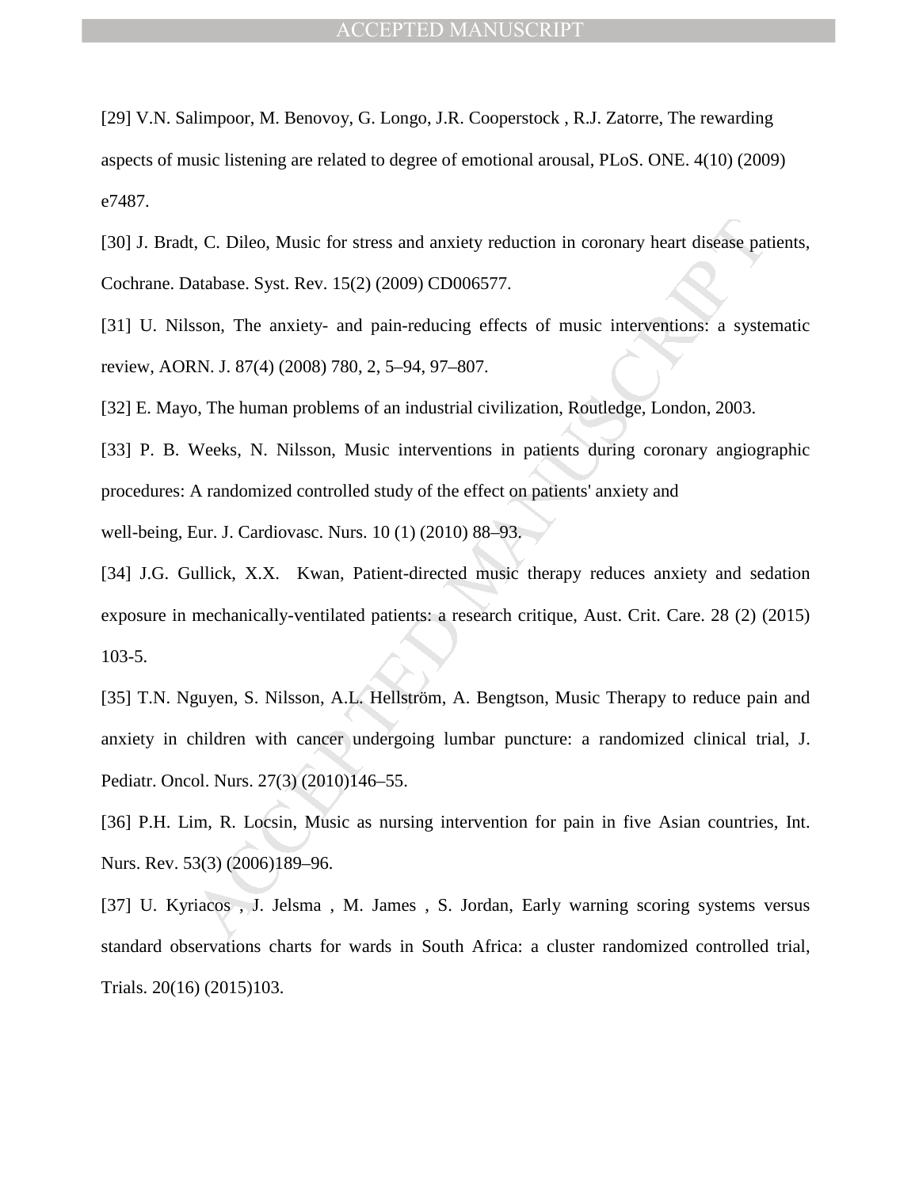[29] V.N. Salimpoor, M. Benovoy, G. Longo, J.R. Cooperstock , R.J. Zatorre, The rewarding aspects of music listening are related to degree of emotional arousal, PLoS. ONE. 4(10) (2009) e7487.

[30] J. Bradt, C. Dileo, Music for stress and anxiety reduction in coronary heart disease patients, Cochrane. Database. Syst. Rev. 15(2) (2009) CD006577.

[31] U. Nilsson, The anxiety- and pain-reducing effects of music interventions: a systematic review, AORN. J. 87(4) (2008) 780, 2, 5–94, 97–807.

[32] E. Mayo, The human problems of an industrial civilization, Routledge, London, 2003.

[33] P. B. Weeks, N. Nilsson, Music interventions in patients during coronary angiographic procedures: A randomized controlled study of the effect on patients' anxiety and well-being, Eur. J. Cardiovasc. Nurs. 10 (1) (2010) 88–93.

[34] J.G. Gullick, X.X. Kwan, Patient-directed music therapy reduces anxiety and sedation exposure in mechanically-ventilated patients: a research critique, Aust. Crit. Care. 28 (2) (2015) 103-5.

[35] T.N. Nguyen, S. Nilsson, A.L. Hellström, A. Bengtson, Music Therapy to reduce pain and anxiety in children with cancer undergoing lumbar puncture: a randomized clinical trial, J. Pediatr. Oncol. Nurs. 27(3) (2010)146–55.

[36] P.H. Lim, R. Locsin, Music as nursing intervention for pain in five Asian countries, Int. Nurs. Rev. 53(3) (2006)189–96.

[37] U. Kyriacos , J. Jelsma , M. James , S. Jordan, Early warning scoring systems versus standard observations charts for wards in South Africa: a cluster randomized controlled trial, Trials. 20(16) (2015)103.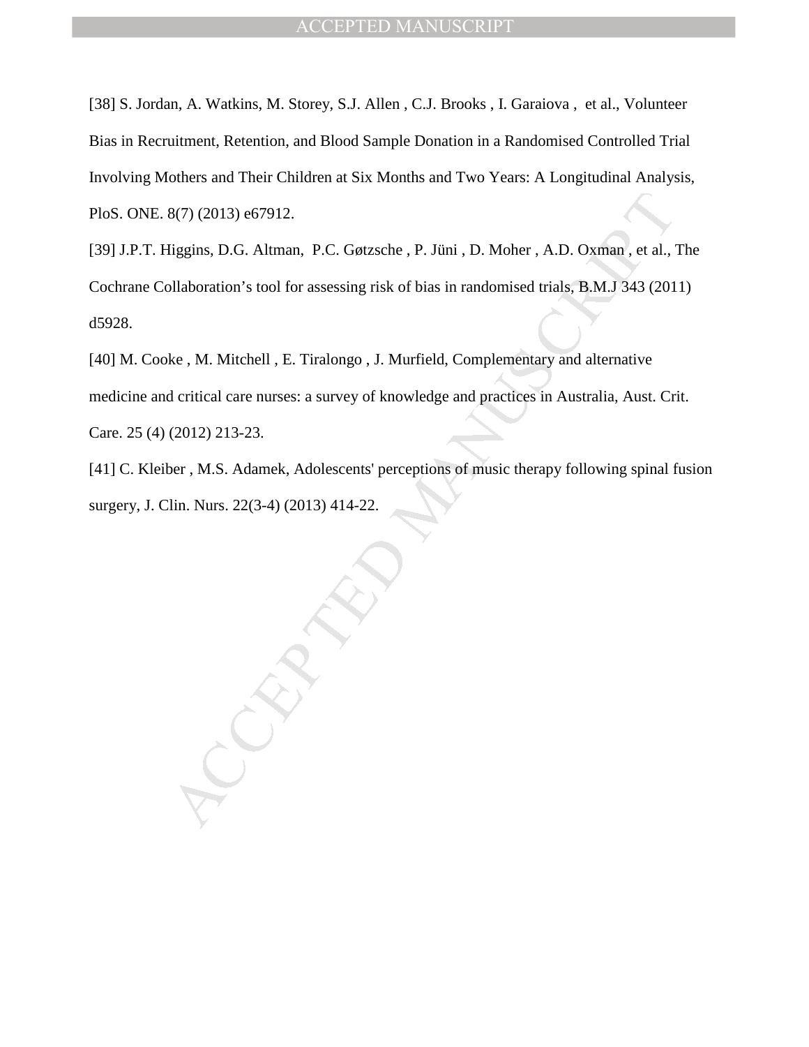[38] S. Jordan, A. Watkins, M. Storey, S.J. Allen , C.J. Brooks , I. Garaiova , et al., Volunteer Bias in Recruitment, Retention, and Blood Sample Donation in a Randomised Controlled Trial Involving Mothers and Their Children at Six Months and Two Years: A Longitudinal Analysis, PloS. ONE. 8(7) (2013) e67912.

[39] J.P.T. Higgins, D.G. Altman, P.C. Gøtzsche , P. Jüni , D. Moher , A.D. Oxman , et al., The Cochrane Collaboration's tool for assessing risk of bias in randomised trials, B.M.J 343 (2011) d5928.

[40] M. Cooke , M. Mitchell , E. Tiralongo , J. Murfield, Complementary and alternative medicine and critical care nurses: a survey of knowledge and practices in Australia, Aust. Crit. Care. 25 (4) (2012) 213-23.

[41] C. Kleiber , M.S. Adamek, Adolescents' perceptions of music therapy following spinal fusion surgery, J. Clin. Nurs. 22(3-4) (2013) 414-22.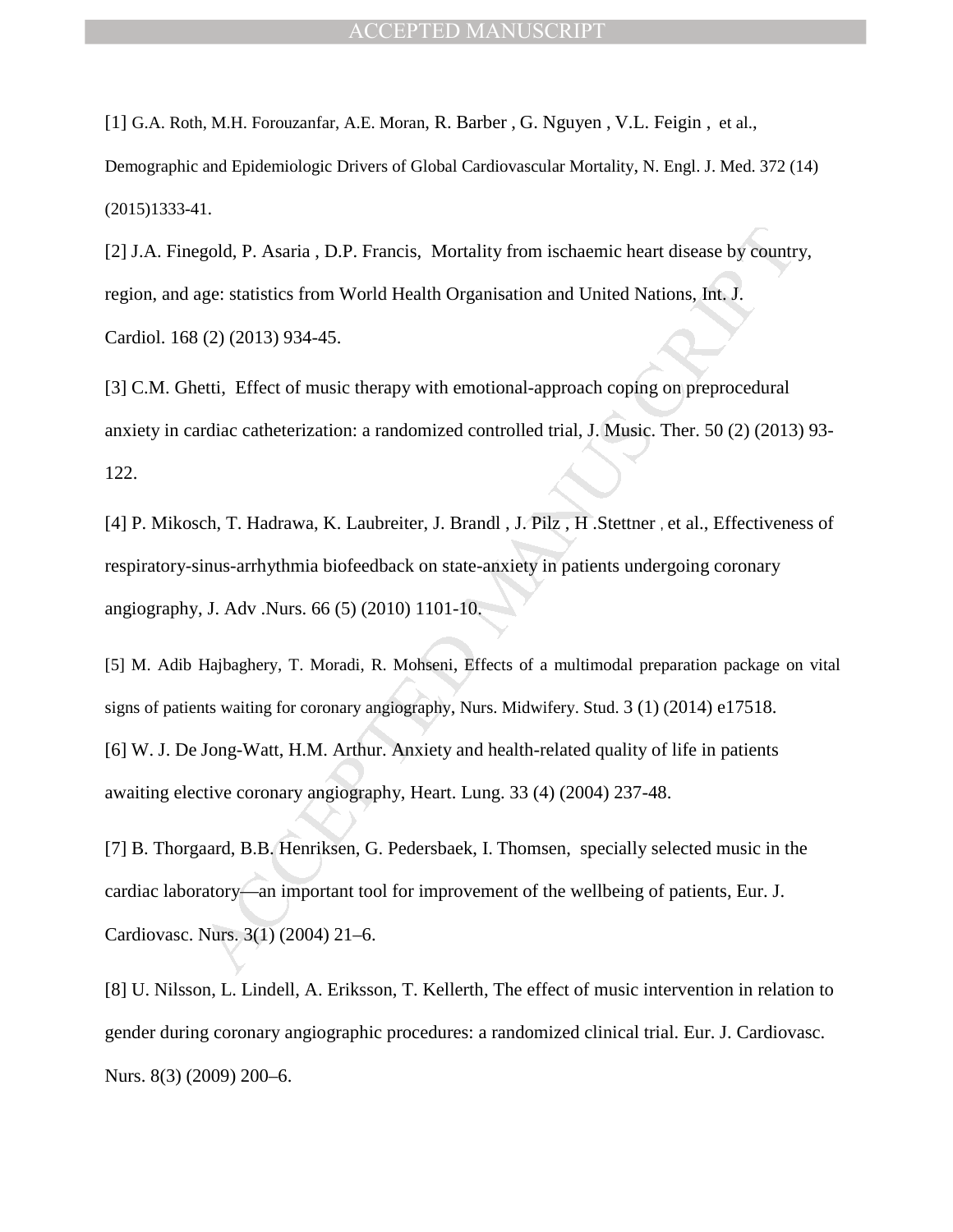[1] G.A. Roth, M.H. Forouzanfar, A.E. Moran, R. Barber , G. Nguyen , V.L. Feigin , et al., Demographic and Epidemiologic Drivers of Global Cardiovascular Mortality, N. Engl. J. Med. 372 (14) (2015)1333-41.

[2] J.A. Finegold, P. Asaria , D.P. Francis, Mortality from ischaemic heart disease by country, region, and age: statistics from World Health Organisation and United Nations, Int. J. Cardiol. 168 (2) (2013) 934-45.

[3] C.M. Ghetti, Effect of music therapy with emotional-approach coping on preprocedural anxiety in cardiac catheterization: a randomized controlled trial, J. Music. Ther. 50 (2) (2013) 93-122.

[4] P. Mikosch, T. Hadrawa, K. Laubreiter, J. Brandl , J. Pilz , H .Stettner , et al., Effectiveness of respiratory-sinus-arrhythmia biofeedback on state-anxiety in patients undergoing coronary angiography, J. Adv .Nurs. 66 (5) (2010) 1101-10.

[5] M. Adib Hajbaghery, T. Moradi, R. Mohseni, Effects of a multimodal preparation package on vital signs of patients waiting for coronary angiography, Nurs. Midwifery. Stud. 3 (1) (2014) e17518.

[6] W. J. De Jong-Watt, H.M. Arthur. Anxiety and health-related quality of life in patients awaiting elective coronary angiography, Heart. Lung. 33 (4) (2004) 237-48.

[7] B. Thorgaard, B.B. Henriksen, G. Pedersbaek, I. Thomsen, specially selected music in the cardiac laboratory—an important tool for improvement of the wellbeing of patients, Eur. J. Cardiovasc. Nurs. 3(1) (2004) 21–6.

[8] U. Nilsson, L. Lindell, A. Eriksson, T. Kellerth, The effect of music intervention in relation to gender during coronary angiographic procedures: a randomized clinical trial. Eur. J. Cardiovasc. Nurs. 8(3) (2009) 200–6.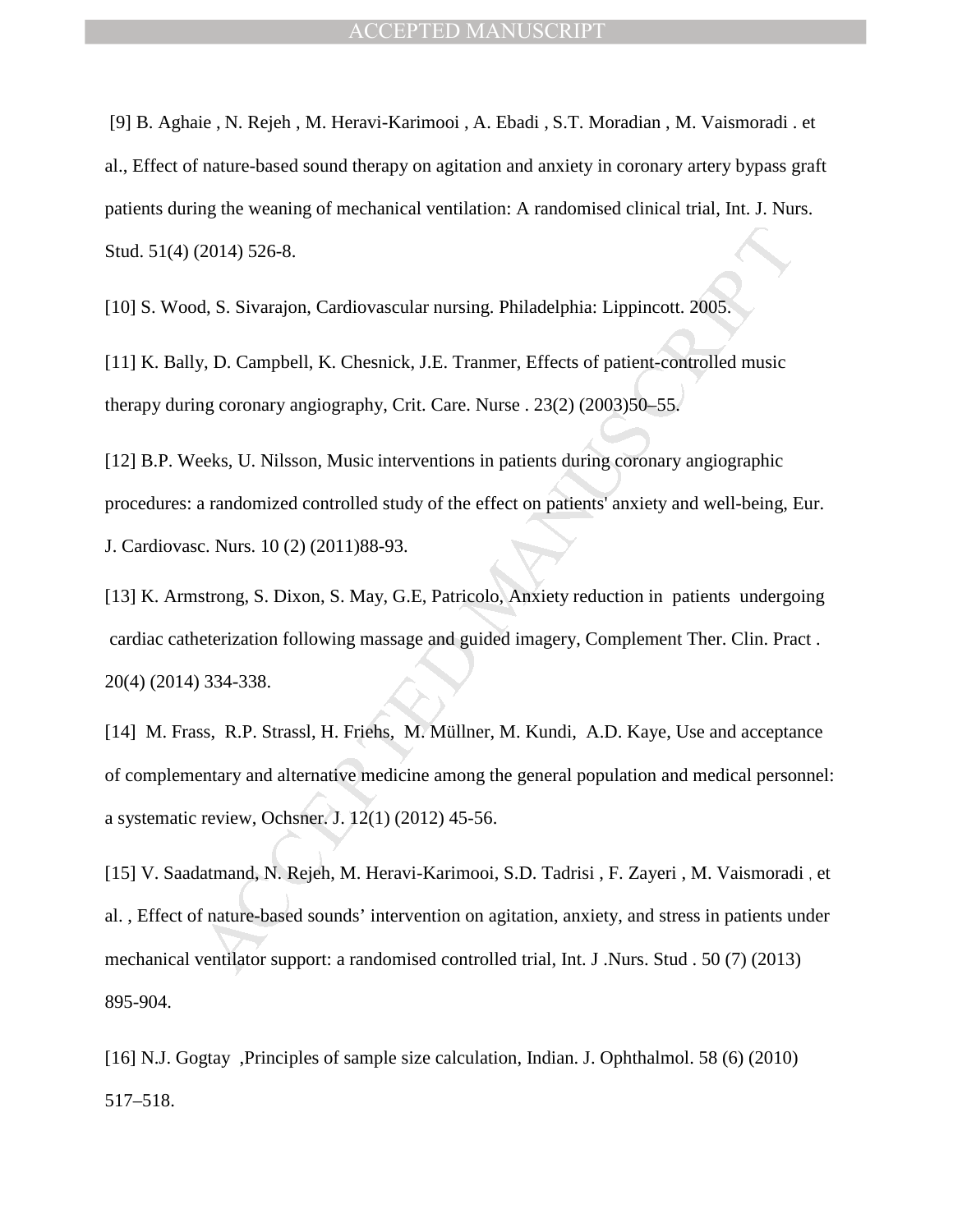[9] B. Aghaie , N. Rejeh , M. Heravi-Karimooi , A. Ebadi , S.T. Moradian , M. Vaismoradi . et al., Effect of nature-based sound therapy on agitation and anxiety in coronary artery bypass graft patients during the weaning of mechanical ventilation: A randomised clinical trial, Int. J. Nurs. Stud. 51(4) (2014) 526-8.

[10] S. Wood, S. Sivarajon, Cardiovascular nursing. Philadelphia: Lippincott. 2005.

[11] K. Bally, D. Campbell, K. Chesnick, J.E. Tranmer, Effects of patient-controlled music therapy during coronary angiography, Crit. Care. Nurse . 23(2) (2003)50–55.

[12] B.P. Weeks, U. Nilsson, Music interventions in patients during coronary angiographic procedures: a randomized controlled study of the effect on patients' anxiety and well-being, Eur. J. Cardiovasc. Nurs. 10 (2) (2011)88-93.

[13] K. Armstrong, S. Dixon, S. May, G.E, Patricolo, Anxiety reduction in patients undergoing cardiac catheterization following massage and guided imagery, Complement Ther. Clin. Pract . 20(4) (2014) 334-338.

[14] M. Frass, R.P. Strassl, H. Friehs, M. Müllner, M. Kundi, A.D. Kaye, Use and acceptance of complementary and alternative medicine among the general population and medical personnel: a systematic review, Ochsner. J. 12(1) (2012) 45-56.

[15] V. Saadatmand, N. Rejeh, M. Heravi-Karimooi, S.D. Tadrisi , F. Zayeri , M. Vaismoradi , et al. , Effect of nature-based sounds' intervention on agitation, anxiety, and stress in patients under mechanical ventilator support: a randomised controlled trial, Int. J .Nurs. Stud . 50 (7) (2013) 895-904.

[16] N.J. Gogtay ,Principles of sample size calculation, Indian. J. Ophthalmol. 58 (6) (2010) 517–518.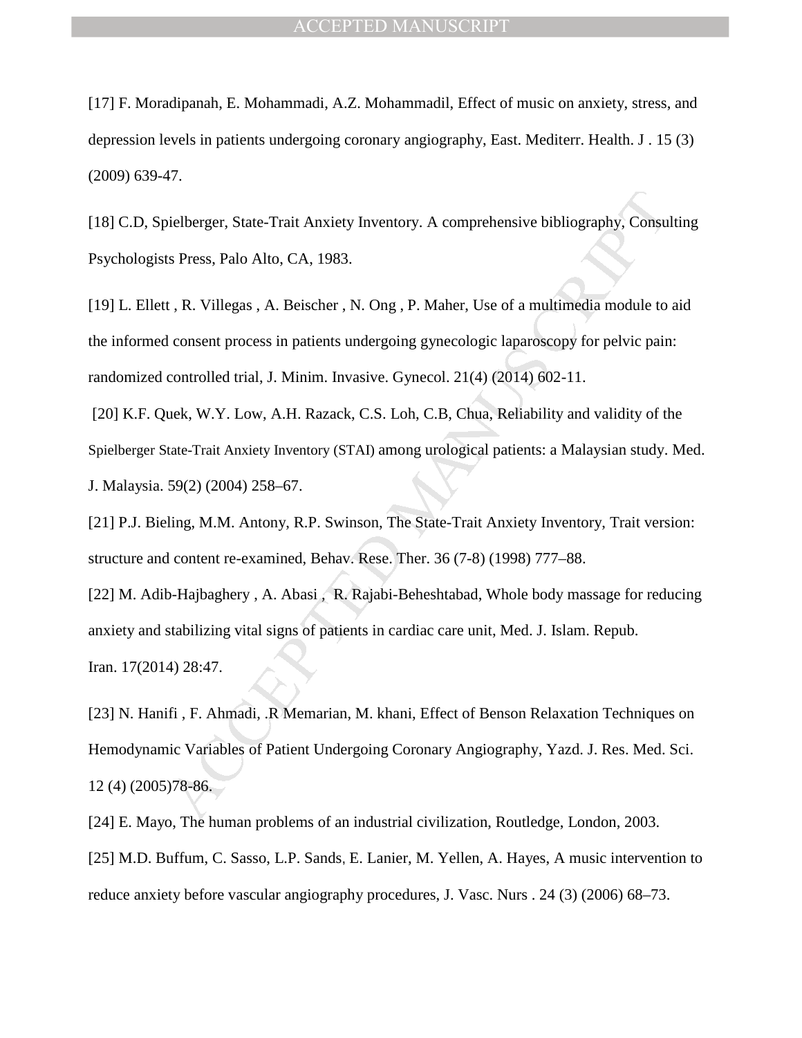[17] F. Moradipanah, E. Mohammadi, A.Z. Mohammadil, Effect of music on anxiety, stress, and depression levels in patients undergoing coronary angiography, East. Mediterr. Health. J . 15 (3) (2009) 639-47.

[18] C.D, Spielberger, State-Trait Anxiety Inventory. A comprehensive bibliography, Consulting Psychologists Press, Palo Alto, CA, 1983.

[19] L. Ellett , R. Villegas , A. Beischer , N. Ong , P. Maher, Use of a multimedia module to aid the informed consent process in patients undergoing gynecologic laparoscopy for pelvic pain: randomized controlled trial, J. Minim. Invasive. Gynecol. 21(4) (2014) 602-11.

[20] K.F. Quek, W.Y. Low, A.H. Razack, C.S. Loh, C.B, Chua, Reliability and validity of the Spielberger State-Trait Anxiety Inventory (STAI) among urological patients: a Malaysian study. Med. J. Malaysia. 59(2) (2004) 258–67.

[21] P.J. Bieling, M.M. Antony, R.P. Swinson, The State-Trait Anxiety Inventory, Trait version: structure and content re-examined, Behav. Rese. Ther. 36 (7-8) (1998) 777–88.

[22] M. Adib-Hajbaghery , A. Abasi , R. Rajabi-Beheshtabad, Whole body massage for reducing anxiety and stabilizing vital signs of patients in cardiac care unit, Med. J. Islam. Repub. Iran. 17(2014) 28:47.

[23] N. Hanifi , F. Ahmadi, .R Memarian, M. khani, Effect of Benson Relaxation Techniques on Hemodynamic Variables of Patient Undergoing Coronary Angiography, Yazd. J. Res. Med. Sci. 12 (4) (2005)78-86.

[24] E. Mayo, The human problems of an industrial civilization, Routledge, London, 2003.

[25] M.D. Buffum, C. Sasso, L.P. Sands, E. Lanier, M. Yellen, A. Hayes, A music intervention to reduce anxiety before vascular angiography procedures, J. Vasc. Nurs . 24 (3) (2006) 68–73.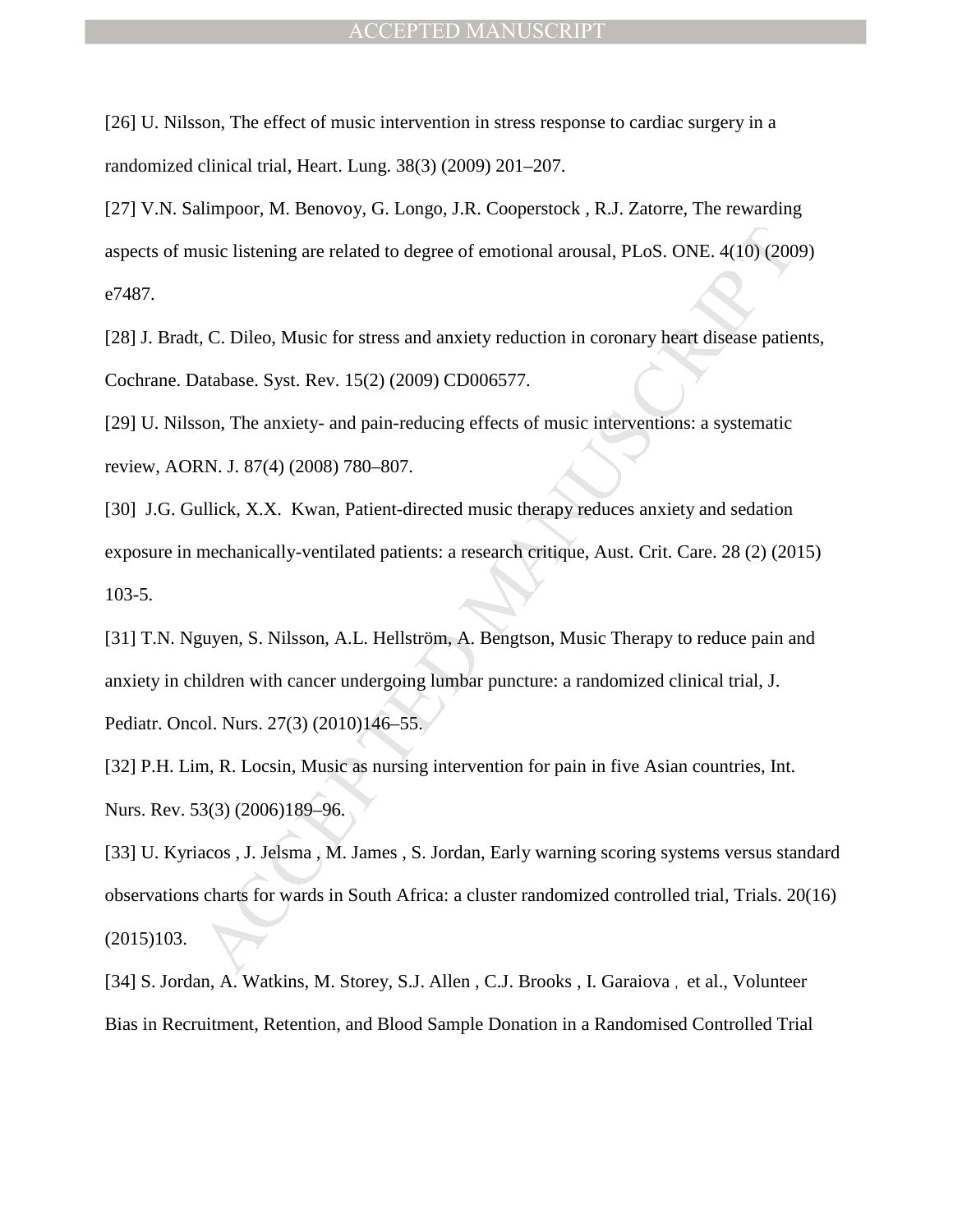[26] U. Nilsson, The effect of music intervention in stress response to cardiac surgery in a randomized clinical trial, Heart. Lung. 38(3) (2009) 201–207.

[27] V.N. Salimpoor, M. Benovoy, G. Longo, J.R. Cooperstock , R.J. Zatorre, The rewarding aspects of music listening are related to degree of emotional arousal, PLoS. ONE. 4(10) (2009) e7487.

[28] J. Bradt, C. Dileo, Music for stress and anxiety reduction in coronary heart disease patients, Cochrane. Database. Syst. Rev. 15(2) (2009) CD006577.

[29] U. Nilsson, The anxiety- and pain-reducing effects of music interventions: a systematic review, AORN. J. 87(4) (2008) 780–807.

[30] J.G. Gullick, X.X. Kwan, Patient-directed music therapy reduces anxiety and sedation exposure in mechanically-ventilated patients: a research critique, Aust. Crit. Care. 28 (2) (2015) 103-5.

[31] T.N. Nguyen, S. Nilsson, A.L. Hellström, A. Bengtson, Music Therapy to reduce pain and anxiety in children with cancer undergoing lumbar puncture: a randomized clinical trial, J. Pediatr. Oncol. Nurs. 27(3) (2010)146–55.

[32] P.H. Lim, R. Locsin, Music as nursing intervention for pain in five Asian countries, Int. Nurs. Rev. 53(3) (2006)189–96.

[33] U. Kyriacos , J. Jelsma , M. James , S. Jordan, Early warning scoring systems versus standard observations charts for wards in South Africa: a cluster randomized controlled trial, Trials. 20(16) (2015)103.

[34] S. Jordan, A. Watkins, M. Storey, S.J. Allen , C.J. Brooks , I. Garaiova , et al., Volunteer Bias in Recruitment, Retention, and Blood Sample Donation in a Randomised Controlled Trial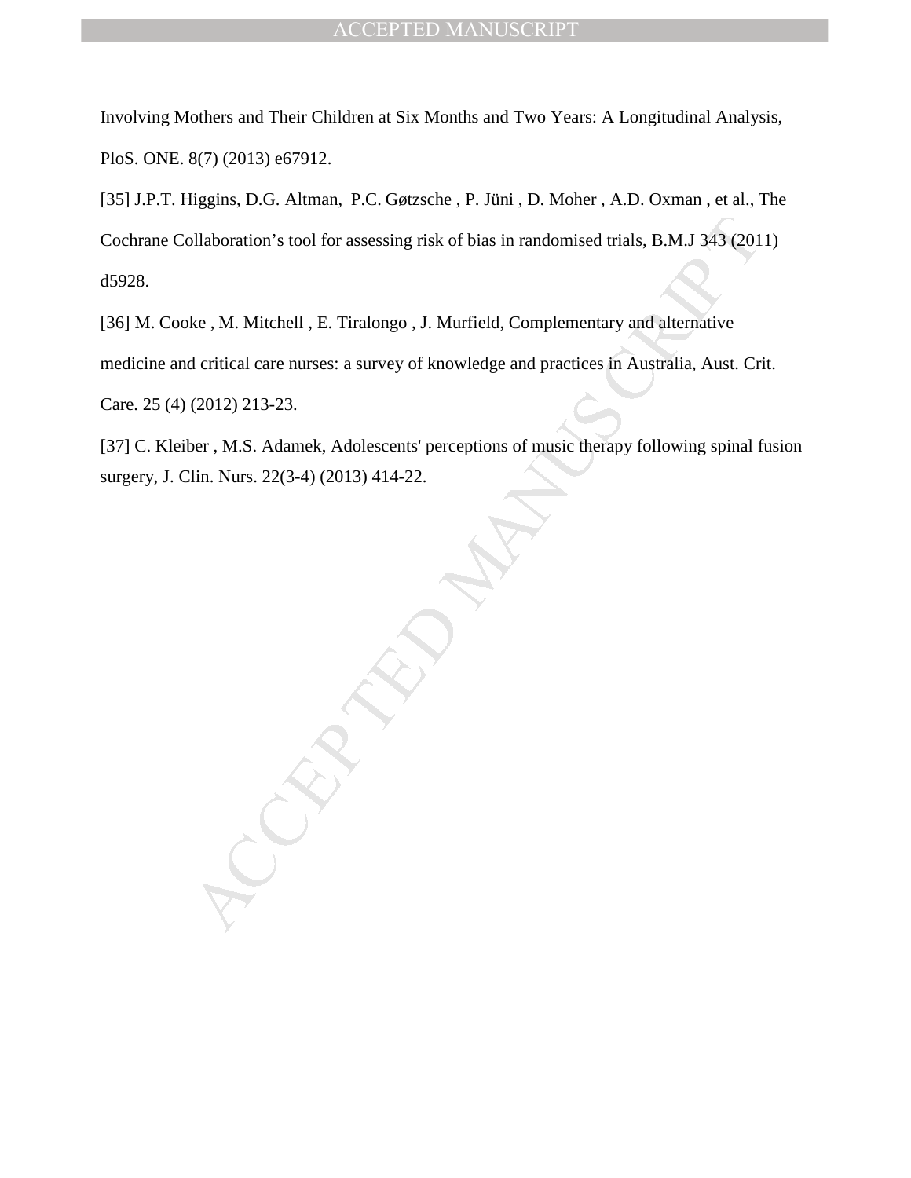Involving Mothers and Their Children at Six Months and Two Years: A Longitudinal Analysis, PloS. ONE. 8(7) (2013) e67912.

[35] J.P.T. Higgins, D.G. Altman, P.C. Gøtzsche , P. Jüni , D. Moher , A.D. Oxman , et al., The Cochrane Collaboration's tool for assessing risk of bias in randomised trials, B.M.J 343 (2011) d5928.

[36] M. Cooke , M. Mitchell , E. Tiralongo , J. Murfield, Complementary and alternative medicine and critical care nurses: a survey of knowledge and practices in Australia, Aust. Crit. Care. 25 (4) (2012) 213-23.

[37] C. Kleiber , M.S. Adamek, Adolescents' perceptions of music therapy following spinal fusion surgery, J. Clin. Nurs. 22(3-4) (2013) 414-22.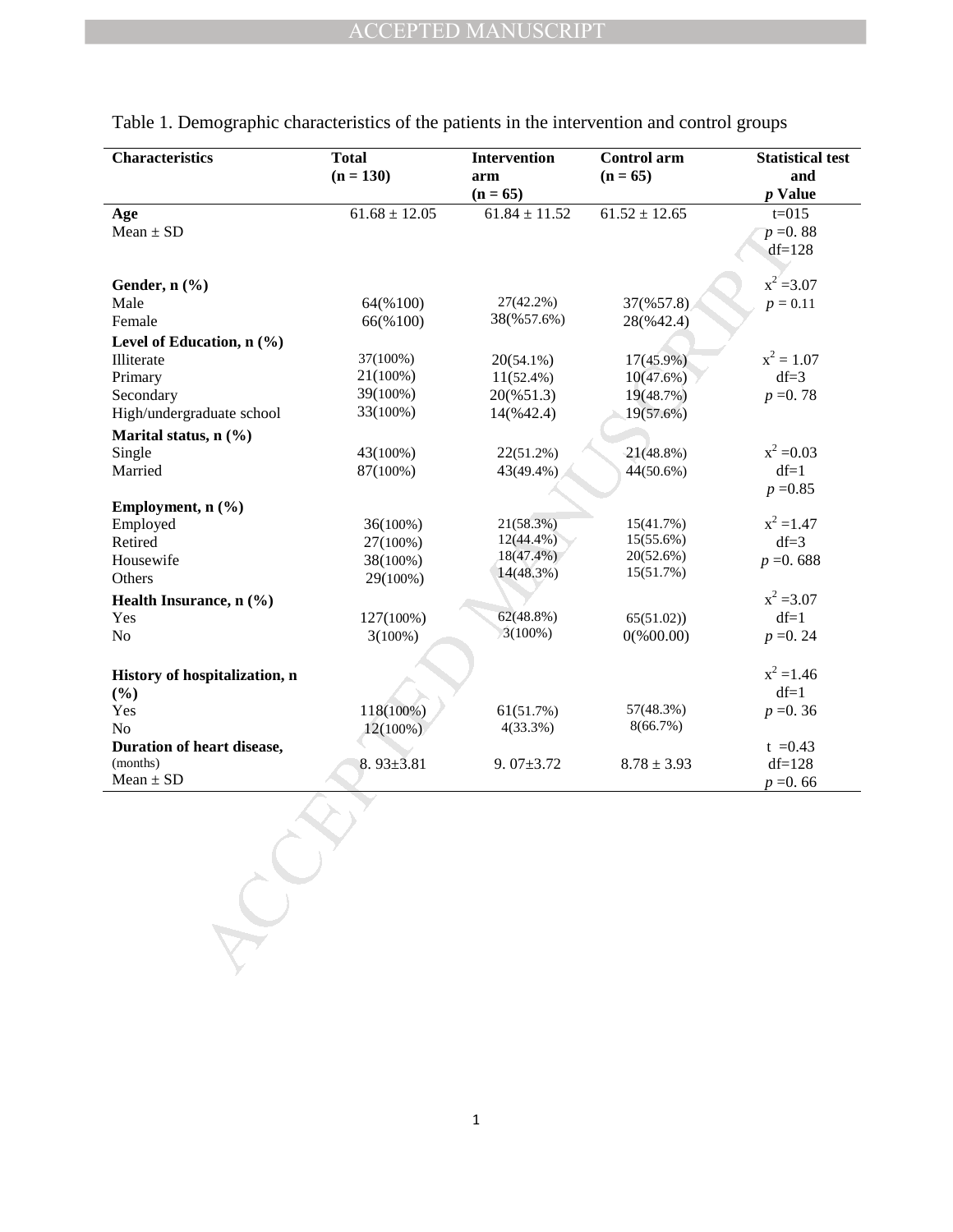Table 1. Demographic characteristics of the patients in the intervention and control groups

| Characteristics | Total (n = 130) | Intervention arm (n = 65) | Control arm (n = 65) | Statistical test and *p* Value |
|---|---|---|---|---|
| **Age** | 61.68 ± 12.05 | 61.84 ± 11.52 | 61.52 ± 12.65 | t=015 |
| Mean ± SD | | | | *p* =0. 88 |
| | | | | df=128 |
| **Gender, n (%)** | | | | $x^2$ =3.07 |
| Male | 64(%100) | 27(42.2%) | 37(%57.8) | *p* = 0.11 |
| Female | 66(%100) | 38(%57.6%) | 28(%42.4) | |
| **Level of Education, n (%)** | | | | |
| Illiterate | 37(100%) | 20(54.1%) | 17(45.9%) | $x^2$ = 1.07 |
| Primary | 21(100%) | 11(52.4%) | 10(47.6%) | df=3 |
| Secondary | 39(100%) | 20(%51.3) | 19(48.7%) | *p* =0. 78 |
| High/undergraduate school | 33(100%) | 14(%42.4) | 19(57.6%) | |
| **Marital status, n (%)** | | | | |
| Single | 43(100%) | 22(51.2%) | 21(48.8%) | $x^2$ =0.03 |
| Married | 87(100%) | 43(49.4%) | 44(50.6%) | df=1 |
| | | | | *p* =0.85 |
| **Employment, n (%)** | | | | |
| Employed | 36(100%) | 21(58.3%) | 15(41.7%) | $x^2$ =1.47 |
| Retired | 27(100%) | 12(44.4%) | 15(55.6%) | df=3 |
| Housewife | 38(100%) | 18(47.4%) | 20(52.6%) | *p* =0. 688 |
| Others | 29(100%) | 14(48.3%) | 15(51.7%) | |
| **Health Insurance, n (%)** | | | | $x^2$ =3.07 |
| Yes | 127(100%) | 62(48.8%) | 65(51.02)) | df=1 |
| No | 3(100%) | 3(100%) | 0(%00.00) | *p* =0. 24 |
| **History of hospitalization, n (%)** | | | | $x^2$ =1.46 |
| | | | | df=1 |
| Yes | 118(100%) | 61(51.7%) | 57(48.3%) | *p* =0. 36 |
| No | 12(100%) | 4(33.3%) | 8(66.7%) | |
| **Duration of heart disease,** (months) | 8. 93±3.81 | 9. 07±3.72 | 8.78 ± 3.93 | t =0.43 |
| Mean ± SD | | | | df=128 |
| | | | | *p* =0. 66 |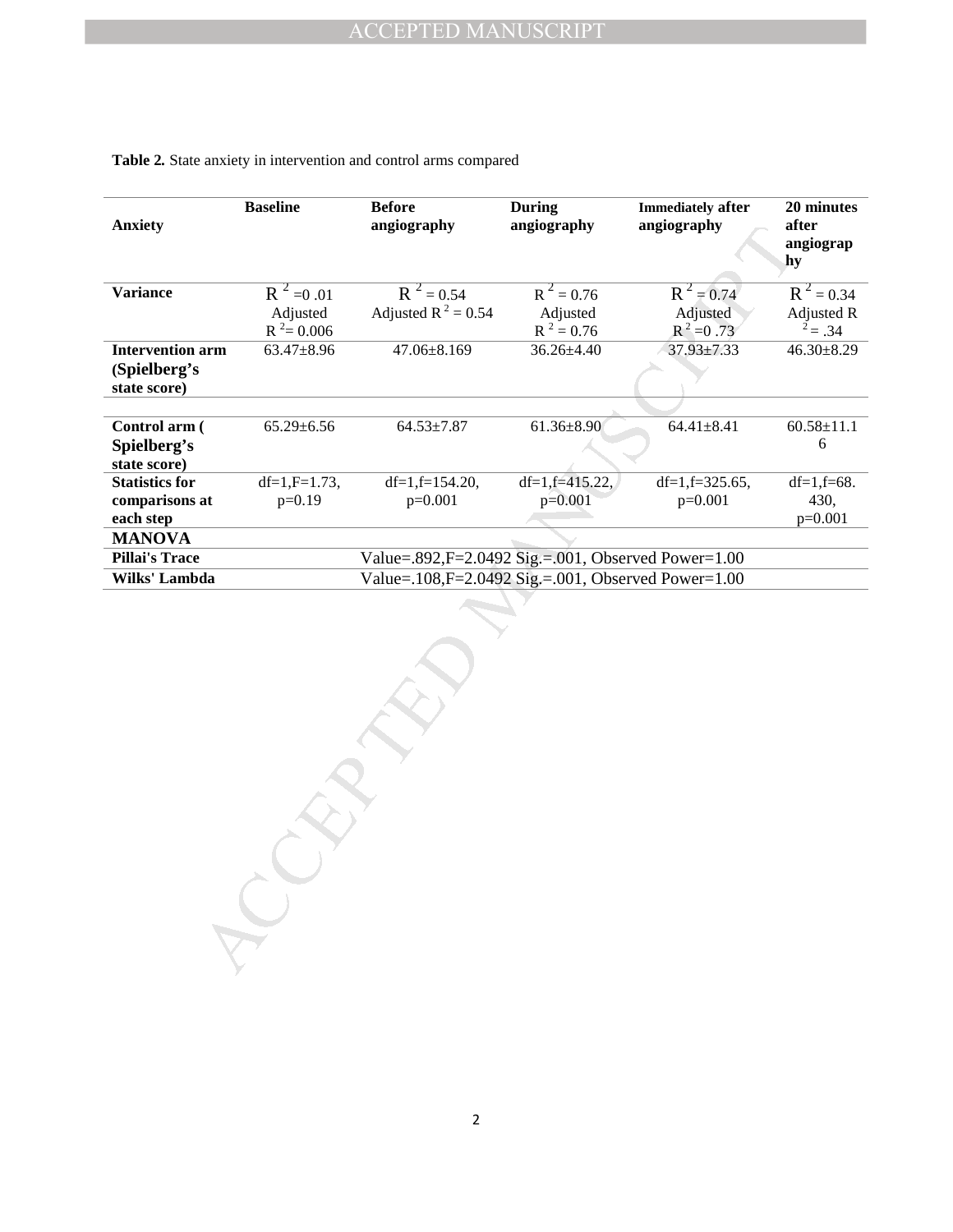**Table 2.** State anxiety in intervention and control arms compared

| Anxiety | Baseline | Before angiography | During angiography | Immediately after angiography | 20 minutes after angiography |
|---|---|---|---|---|---|
| **Variance** | $R^2$ =0 .01 Adjusted $R^2$= 0.006 | $R^2$ = 0.54 Adjusted $R^2$ = 0.54 | $R^2$ = 0.76 Adjusted $R^2$ = 0.76 | $R^2$ = 0.74 Adjusted $R^2$ =0 .73 | $R^2$ = 0.34 Adjusted $R^2$ = .34 |
| **Intervention arm (Spielberg's state score)** | 63.47±8.96 | 47.06±8.169 | 36.26±4.40 | 37.93±7.33 | 46.30±8.29 |
| **Control arm ( Spielberg's state score)** | 65.29±6.56 | 64.53±7.87 | 61.36±8.90 | 64.41±8.41 | 60.58±11.16 |
| **Statistics for comparisons at each step** | df=1,F=1.73, p=0.19 | df=1,f=154.20, p=0.001 | df=1,f=415.22, p=0.001 | df=1,f=325.65, p=0.001 | df=1,f=68.430, p=0.001 |
| **MANOVA** | | | | | |
| **Pillai's Trace** | Value=.892,F=2.0492 Sig.=.001, Observed Power=1.00 | | | | |
| **Wilks' Lambda** | Value=.108,F=2.0492 Sig.=.001, Observed Power=1.00 | | | | |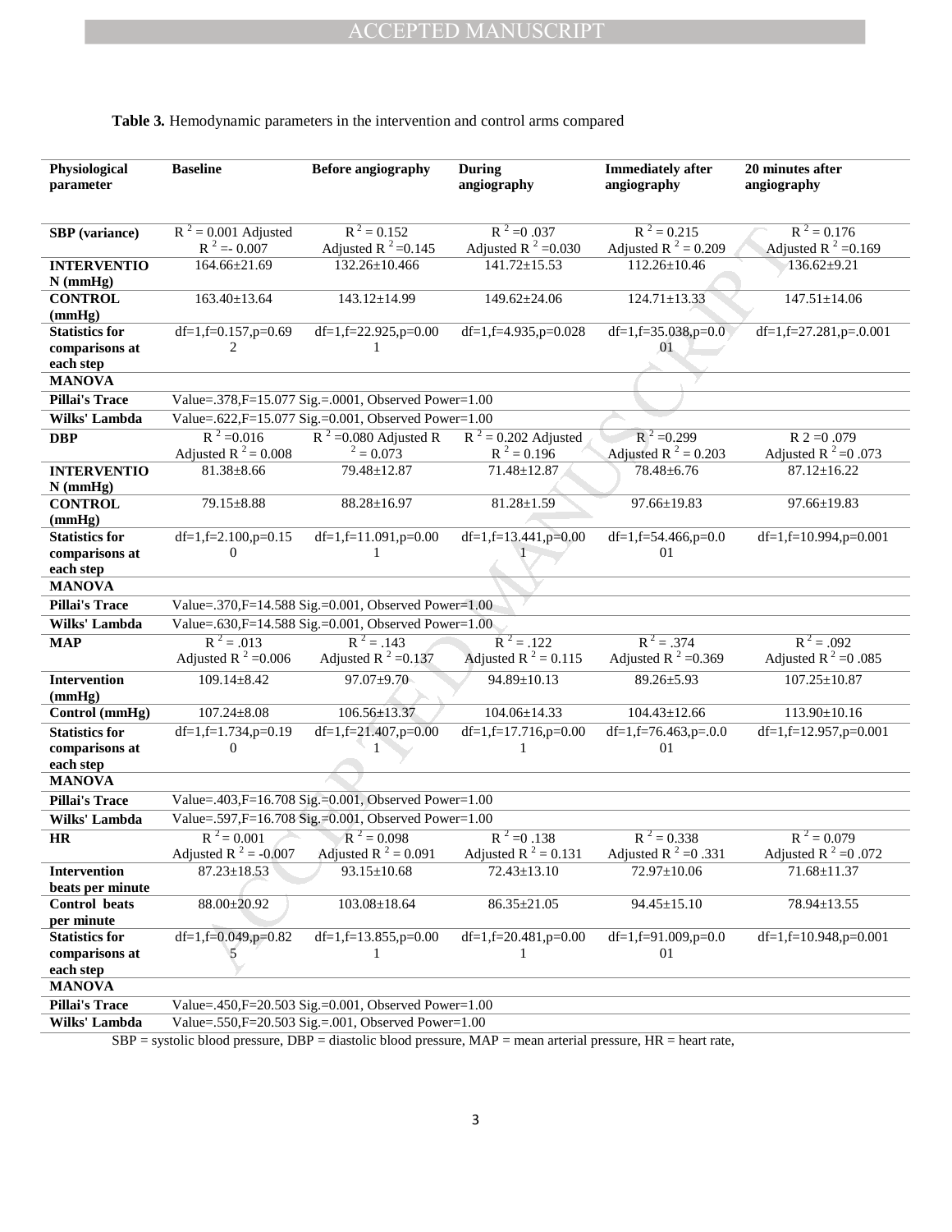**Table 3.** Hemodynamic parameters in the intervention and control arms compared

| Physiological parameter | Baseline | Before angiography | During angiography | Immediately after angiography | 20 minutes after angiography |
|---|---|---|---|---|---|
| **SBP (variance)** | $R^2 = 0.001$ Adjusted $R^2 = -0.007$ | $R^2 = 0.152$ Adjusted $R^2 = 0.145$ | $R^2 = 0.037$ Adjusted $R^2 = 0.030$ | $R^2 = 0.215$ Adjusted $R^2 = 0.209$ | $R^2 = 0.176$ Adjusted $R^2 = 0.169$ |
| **INTERVENTION (mmHg)** | 164.66±21.69 | 132.26±10.466 | 141.72±15.53 | 112.26±10.46 | 136.62±9.21 |
| **CONTROL (mmHg)** | 163.40±13.64 | 143.12±14.99 | 149.62±24.06 | 124.71±13.33 | 147.51±14.06 |
| **Statistics for comparisons at each step** | df=1,f=0.157,p=0.692 | df=1,f=22.925,p=0.001 | df=1,f=4.935,p=0.028 | df=1,f=35.038,p=0.001 | df=1,f=27.281,p=.0.001 |
| **MANOVA** | | | | | |
| **Pillai's Trace** | Value=.378,F=15.077 Sig.=.0001, Observed Power=1.00 | | | | |
| **Wilks' Lambda** | Value=.622,F=15.077 Sig.=0.001, Observed Power=1.00 | | | | |
| **DBP** | $R^2 = 0.016$ Adjusted $R^2 = 0.008$ | $R^2 = 0.080$ Adjusted $R^2 = 0.073$ | $R^2 = 0.202$ Adjusted $R^2 = 0.196$ | $R^2 = 0.299$ Adjusted $R^2 = 0.203$ | $R^2 = 0.079$ Adjusted $R^2 = 0.073$ |
| **INTERVENTION (mmHg)** | 81.38±8.66 | 79.48±12.87 | 71.48±12.87 | 78.48±6.76 | 87.12±16.22 |
| **CONTROL (mmHg)** | 79.15±8.88 | 88.28±16.97 | 81.28±1.59 | 97.66±19.83 | 97.66±19.83 |
| **Statistics for comparisons at each step** | df=1,f=2.100,p=0.150 | df=1,f=11.091,p=0.001 | df=1,f=13.441,p=0.001 | df=1,f=54.466,p=0.001 | df=1,f=10.994,p=0.001 |
| **MANOVA** | | | | | |
| **Pillai's Trace** | Value=.370,F=14.588 Sig.=0.001, Observed Power=1.00 | | | | |
| **Wilks' Lambda** | Value=.630,F=14.588 Sig.=0.001, Observed Power=1.00 | | | | |
| **MAP** | $R^2 = .013$ Adjusted $R^2 = 0.006$ | $R^2 = .143$ Adjusted $R^2 = 0.137$ | $R^2 = .122$ Adjusted $R^2 = 0.115$ | $R^2 = .374$ Adjusted $R^2 = 0.369$ | $R^2 = .092$ Adjusted $R^2 = 0.085$ |
| **Intervention (mmHg)** | 109.14±8.42 | 97.07±9.70 | 94.89±10.13 | 89.26±5.93 | 107.25±10.87 |
| **Control (mmHg)** | 107.24±8.08 | 106.56±13.37 | 104.06±14.33 | 104.43±12.66 | 113.90±10.16 |
| **Statistics for comparisons at each step** | df=1,f=1.734,p=0.190 | df=1,f=21.407,p=0.001 | df=1,f=17.716,p=0.001 | df=1,f=76.463,p=.0.001 | df=1,f=12.957,p=0.001 |
| **MANOVA** | | | | | |
| **Pillai's Trace** | Value=.403,F=16.708 Sig.=0.001, Observed Power=1.00 | | | | |
| **Wilks' Lambda** | Value=.597,F=16.708 Sig.=0.001, Observed Power=1.00 | | | | |
| **HR** | $R^2 = 0.001$ Adjusted $R^2 = -0.007$ | $R^2 = 0.098$ Adjusted $R^2 = 0.091$ | $R^2 = 0.138$ Adjusted $R^2 = 0.131$ | $R^2 = 0.338$ Adjusted $R^2 = 0.331$ | $R^2 = 0.079$ Adjusted $R^2 = 0.072$ |
| **Intervention beats per minute** | 87.23±18.53 | 93.15±10.68 | 72.43±13.10 | 72.97±10.06 | 71.68±11.37 |
| **Control beats per minute** | 88.00±20.92 | 103.08±18.64 | 86.35±21.05 | 94.45±15.10 | 78.94±13.55 |
| **Statistics for comparisons at each step** | df=1,f=0.049,p=0.825 | df=1,f=13.855,p=0.001 | df=1,f=20.481,p=0.001 | df=1,f=91.009,p=0.001 | df=1,f=10.948,p=0.001 |
| **MANOVA** | | | | | |
| **Pillai's Trace** | Value=.450,F=20.503 Sig.=0.001, Observed Power=1.00 | | | | |
| **Wilks' Lambda** | Value=.550,F=20.503 Sig.=.001, Observed Power=1.00 | | | | |

SBP = systolic blood pressure, DBP = diastolic blood pressure, MAP = mean arterial pressure, HR = heart rate,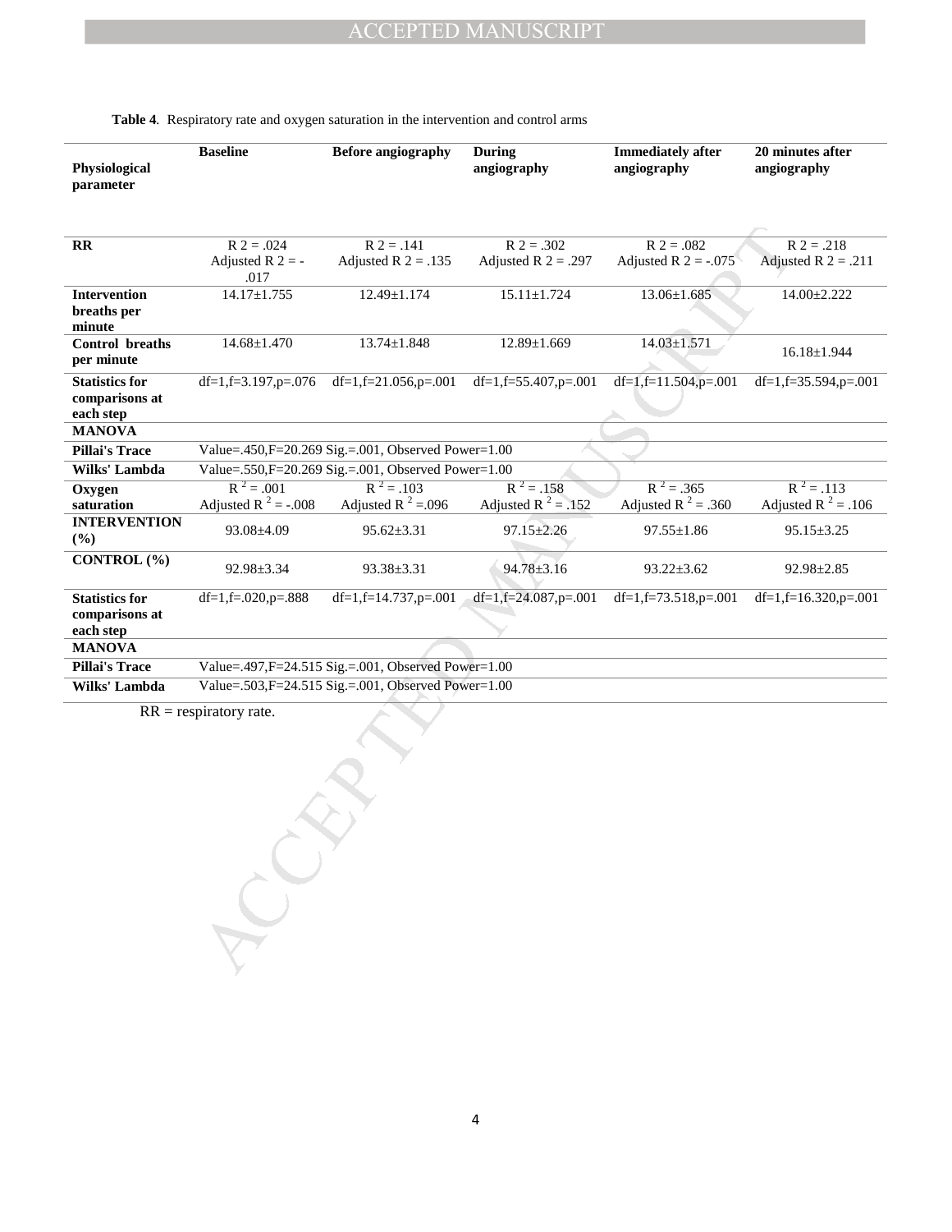**Table 4**. Respiratory rate and oxygen saturation in the intervention and control arms

| Physiological parameter | Baseline | Before angiography | During angiography | Immediately after angiography | 20 minutes after angiography |
|---|---|---|---|---|---|
| **RR** | $R^2$ = .024 Adjusted $R^2$ = -.017 | $R^2$ = .141 Adjusted $R^2$ = .135 | $R^2$ = .302 Adjusted $R^2$ = .297 | $R^2$ = .082 Adjusted $R^2$ = -.075 | $R^2$ = .218 Adjusted $R^2$ = .211 |
| **Intervention breaths per minute** | 14.17±1.755 | 12.49±1.174 | 15.11±1.724 | 13.06±1.685 | 14.00±2.222 |
| **Control breaths per minute** | 14.68±1.470 | 13.74±1.848 | 12.89±1.669 | 14.03±1.571 | 16.18±1.944 |
| **Statistics for comparisons at each step** | df=1,f=3.197,p=.076 | df=1,f=21.056,p=.001 | df=1,f=55.407,p=.001 | df=1,f=11.504,p=.001 | df=1,f=35.594,p=.001 |
| **MANOVA** | | | | | |
| **Pillai's Trace** | Value=.450,F=20.269 Sig.=.001, Observed Power=1.00 | | | | |
| **Wilks' Lambda** | Value=.550,F=20.269 Sig.=.001, Observed Power=1.00 | | | | |
| **Oxygen saturation** | $R^2$ = .001 Adjusted $R^2$ = -.008 | $R^2$ = .103 Adjusted $R^2$ =.096 | $R^2$ = .158 Adjusted $R^2$ = .152 | $R^2$ = .365 Adjusted $R^2$ = .360 | $R^2$ = .113 Adjusted $R^2$ = .106 |
| **INTERVENTION (%)** | 93.08±4.09 | 95.62±3.31 | 97.15±2.26 | 97.55±1.86 | 95.15±3.25 |
| **CONTROL (%)** | 92.98±3.34 | 93.38±3.31 | 94.78±3.16 | 93.22±3.62 | 92.98±2.85 |
| **Statistics for comparisons at each step** | df=1,f=.020,p=.888 | df=1,f=14.737,p=.001 | df=1,f=24.087,p=.001 | df=1,f=73.518,p=.001 | df=1,f=16.320,p=.001 |
| **MANOVA** | | | | | |
| **Pillai's Trace** | Value=.497,F=24.515 Sig.=.001, Observed Power=1.00 | | | | |
| **Wilks' Lambda** | Value=.503,F=24.515 Sig.=.001, Observed Power=1.00 | | | | |

RR = respiratory rate.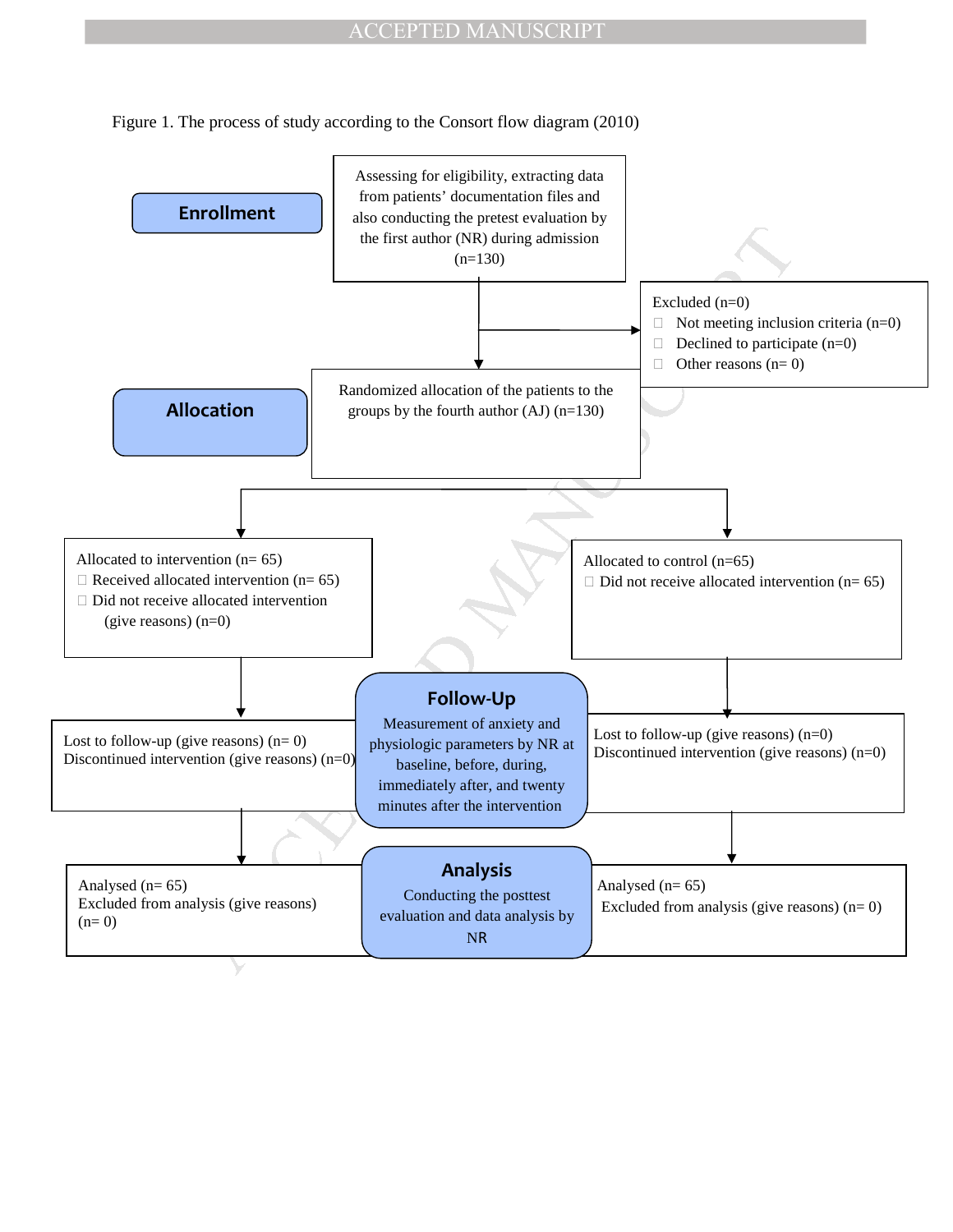Figure 1. The process of study according to the Consort flow diagram (2010)

**Enrollment**

Assessing for eligibility, extracting data from patients' documentation files and also conducting the pretest evaluation by the first author (NR) during admission (n=130)

Excluded (n=0)
- Not meeting inclusion criteria (n=0)
- Declined to participate (n=0)
- Other reasons (n= 0)

**Allocation**

Randomized allocation of the patients to the groups by the fourth author (AJ) (n=130)

Allocated to intervention (n= 65)
- Received allocated intervention (n= 65)
- Did not receive allocated intervention (give reasons) (n=0)

Allocated to control (n=65)
- Did not receive allocated intervention (n= 65)

**Follow-Up**

Measurement of anxiety and physiologic parameters by NR at baseline, before, during, immediately after, and twenty minutes after the intervention

Lost to follow-up (give reasons) (n= 0)
Discontinued intervention (give reasons) (n=0)

Lost to follow-up (give reasons) (n=0)
Discontinued intervention (give reasons) (n=0)

**Analysis**

Conducting the posttest evaluation and data analysis by NR

Analysed (n= 65)
Excluded from analysis (give reasons) (n= 0)

Analysed (n= 65)
Excluded from analysis (give reasons) (n= 0)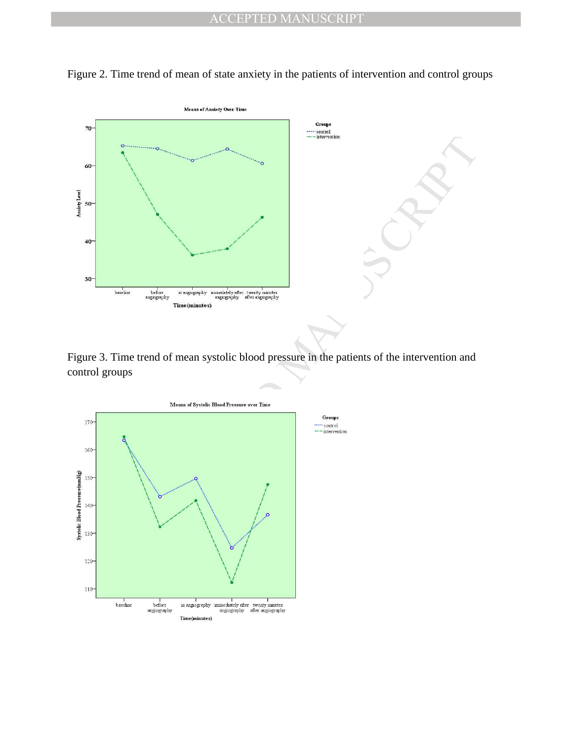Figure 2. Time trend of mean of state anxiety in the patients of intervention and control groups

Figure 3. Time trend of mean systolic blood pressure in the patients of the intervention and control groups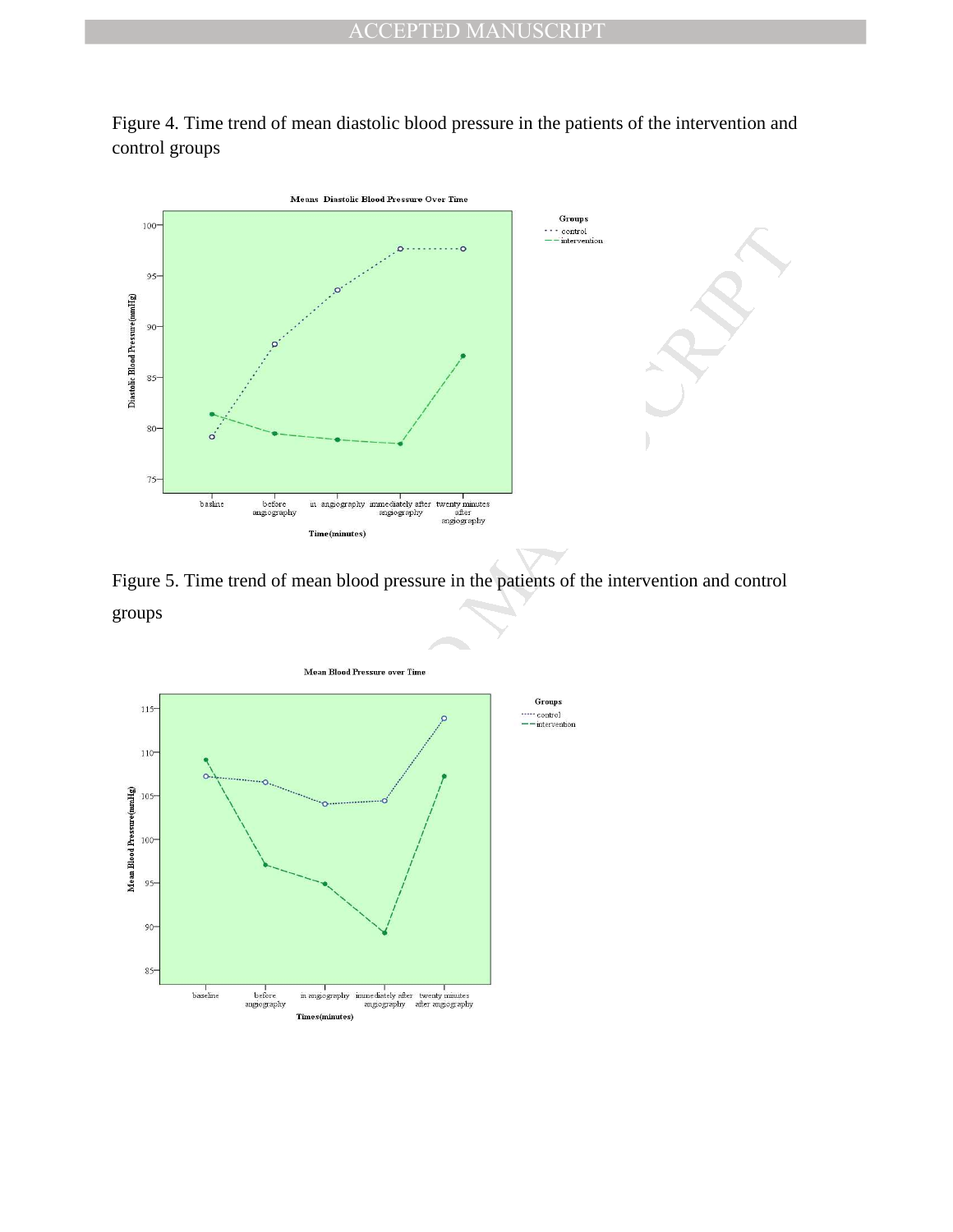Figure 4. Time trend of mean diastolic blood pressure in the patients of the intervention and control groups

Figure 5. Time trend of mean blood pressure in the patients of the intervention and control groups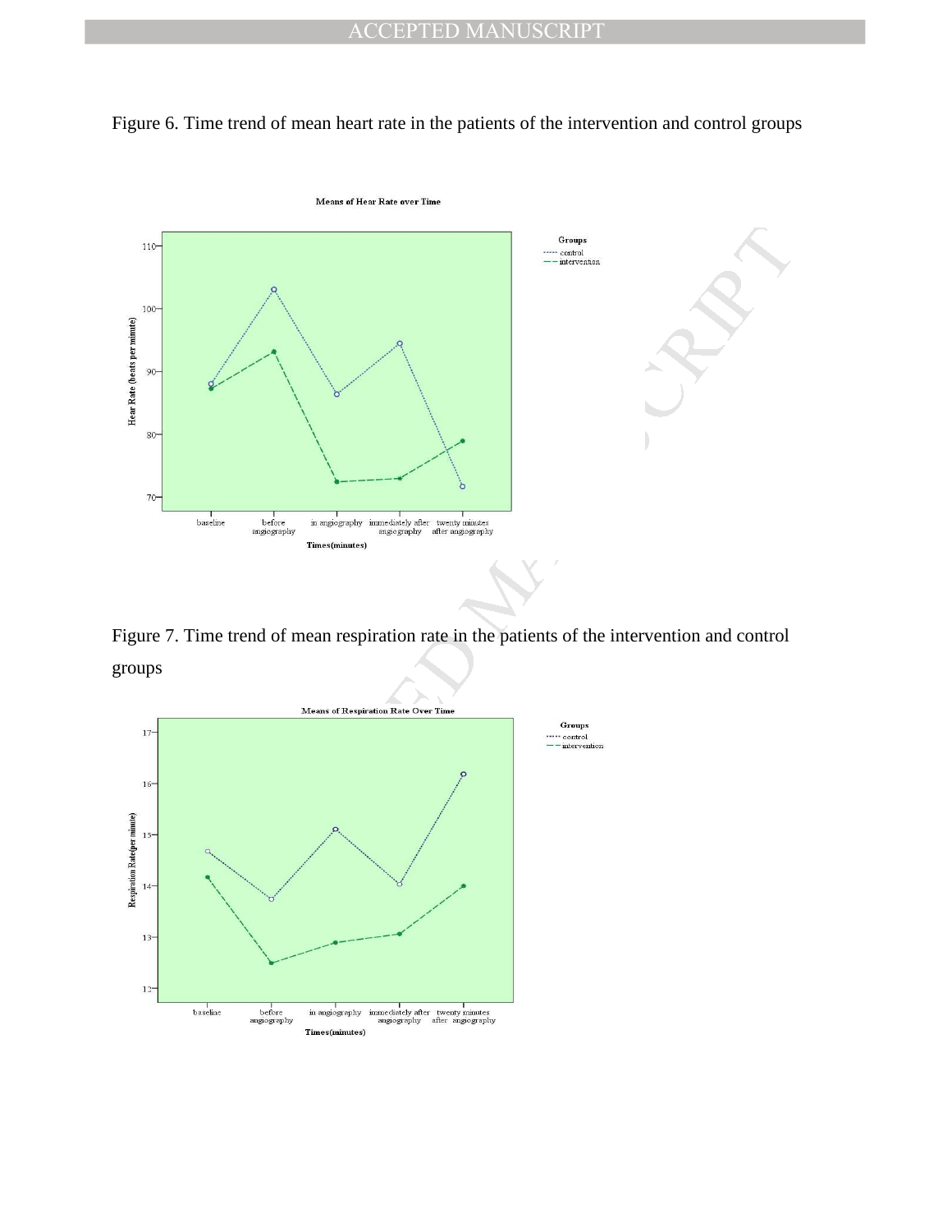Figure 6. Time trend of mean heart rate in the patients of the intervention and control groups

Figure 7. Time trend of mean respiration rate in the patients of the intervention and control groups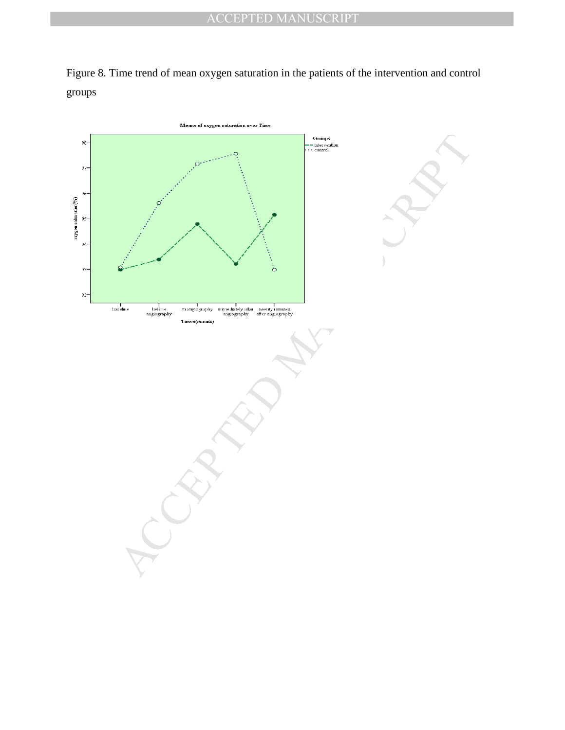Figure 8. Time trend of mean oxygen saturation in the patients of the intervention and control groups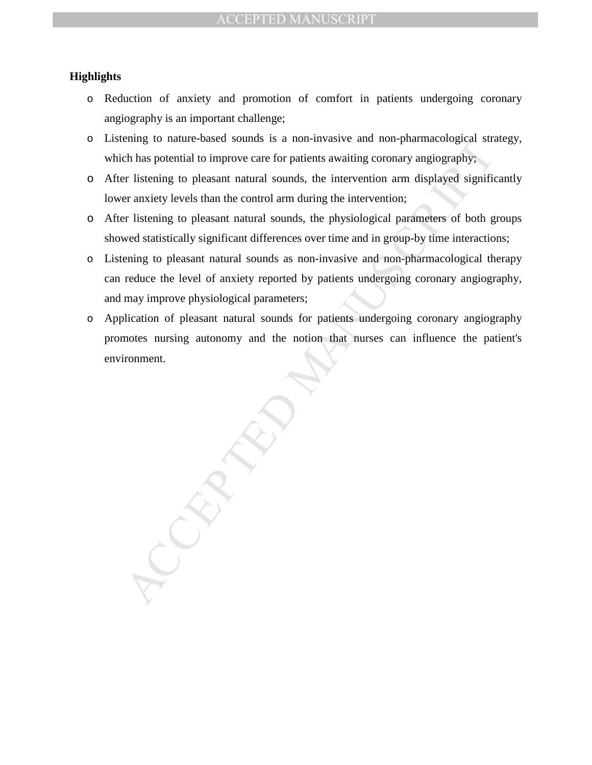**Highlights**

- Reduction of anxiety and promotion of comfort in patients undergoing coronary angiography is an important challenge;
- Listening to nature-based sounds is a non-invasive and non-pharmacological strategy, which has potential to improve care for patients awaiting coronary angiography;
- After listening to pleasant natural sounds, the intervention arm displayed significantly lower anxiety levels than the control arm during the intervention;
- After listening to pleasant natural sounds, the physiological parameters of both groups showed statistically significant differences over time and in group-by time interactions;
- Listening to pleasant natural sounds as non-invasive and non-pharmacological therapy can reduce the level of anxiety reported by patients undergoing coronary angiography, and may improve physiological parameters;
- Application of pleasant natural sounds for patients undergoing coronary angiography promotes nursing autonomy and the notion that nurses can influence the patient's environment.